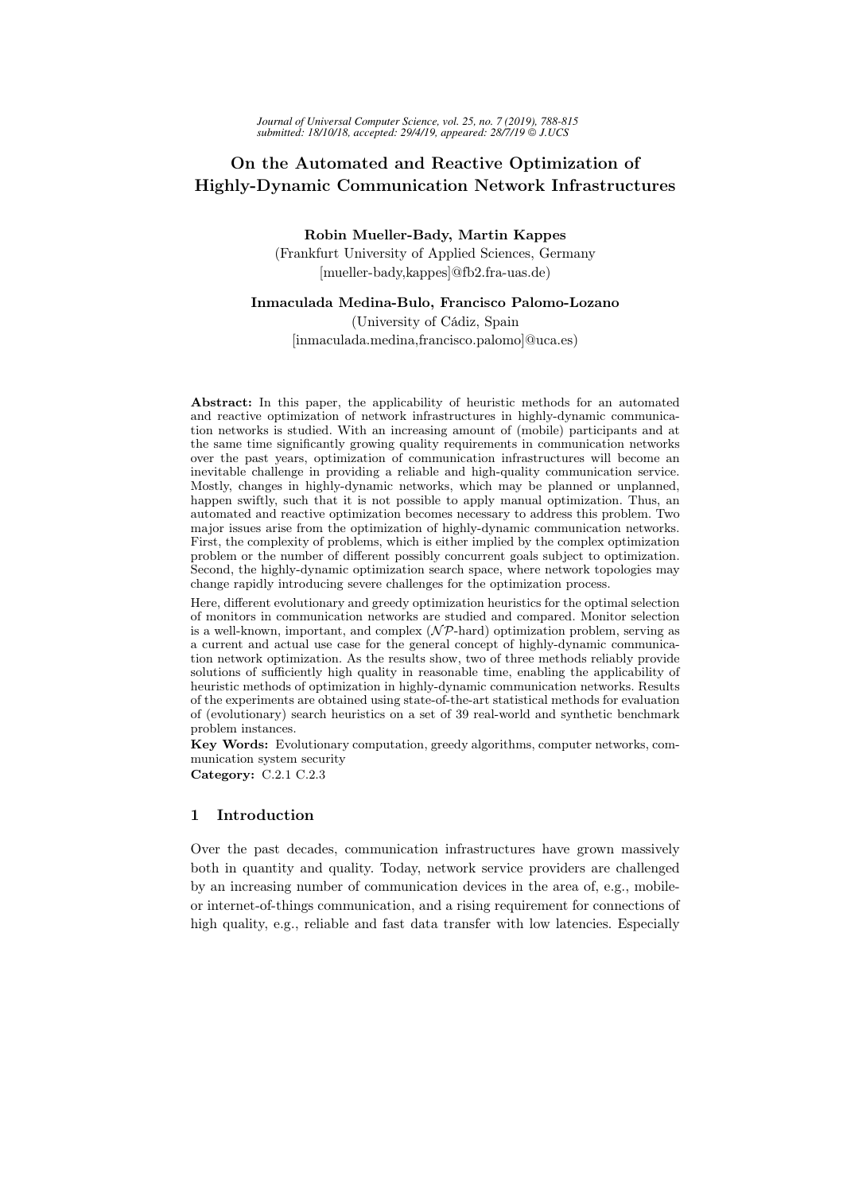# On the Automated and Reactive Optimization of Highly-Dynamic Communication Network Infrastructures

**Robin Mueller-Bady, Martin Kappes**
(Frankfurt University of Applied Sciences, Germany
[mueller-bady,kappes]@fb2.fra-uas.de)

**Inmaculada Medina-Bulo, Francisco Palomo-Lozano**
(University of Cádiz, Spain
[inmaculada.medina,francisco.palomo]@uca.es)

**Abstract:** In this paper, the applicability of heuristic methods for an automated and reactive optimization of network infrastructures in highly-dynamic communication networks is studied. With an increasing amount of (mobile) participants and at the same time significantly growing quality requirements in communication networks over the past years, optimization of communication infrastructures will become an inevitable challenge in providing a reliable and high-quality communication service. Mostly, changes in highly-dynamic networks, which may be planned or unplanned, happen swiftly, such that it is not possible to apply manual optimization. Thus, an automated and reactive optimization becomes necessary to address this problem. Two major issues arise from the optimization of highly-dynamic communication networks. First, the complexity of problems, which is either implied by the complex optimization problem or the number of different possibly concurrent goals subject to optimization. Second, the highly-dynamic optimization search space, where network topologies may change rapidly introducing severe challenges for the optimization process.

Here, different evolutionary and greedy optimization heuristics for the optimal selection of monitors in communication networks are studied and compared. Monitor selection is a well-known, important, and complex ($\mathcal{NP}$-hard) optimization problem, serving as a current and actual use case for the general concept of highly-dynamic communication network optimization. As the results show, two of three methods reliably provide solutions of sufficiently high quality in reasonable time, enabling the applicability of heuristic methods of optimization in highly-dynamic communication networks. Results of the experiments are obtained using state-of-the-art statistical methods for evaluation of (evolutionary) search heuristics on a set of 39 real-world and synthetic benchmark problem instances.

**Key Words:** Evolutionary computation, greedy algorithms, computer networks, communication system security

**Category:** C.2.1 C.2.3

## 1 Introduction

Over the past decades, communication infrastructures have grown massively both in quantity and quality. Today, network service providers are challenged by an increasing number of communication devices in the area of, e.g., mobile- or internet-of-things communication, and a rising requirement for connections of high quality, e.g., reliable and fast data transfer with low latencies. Especially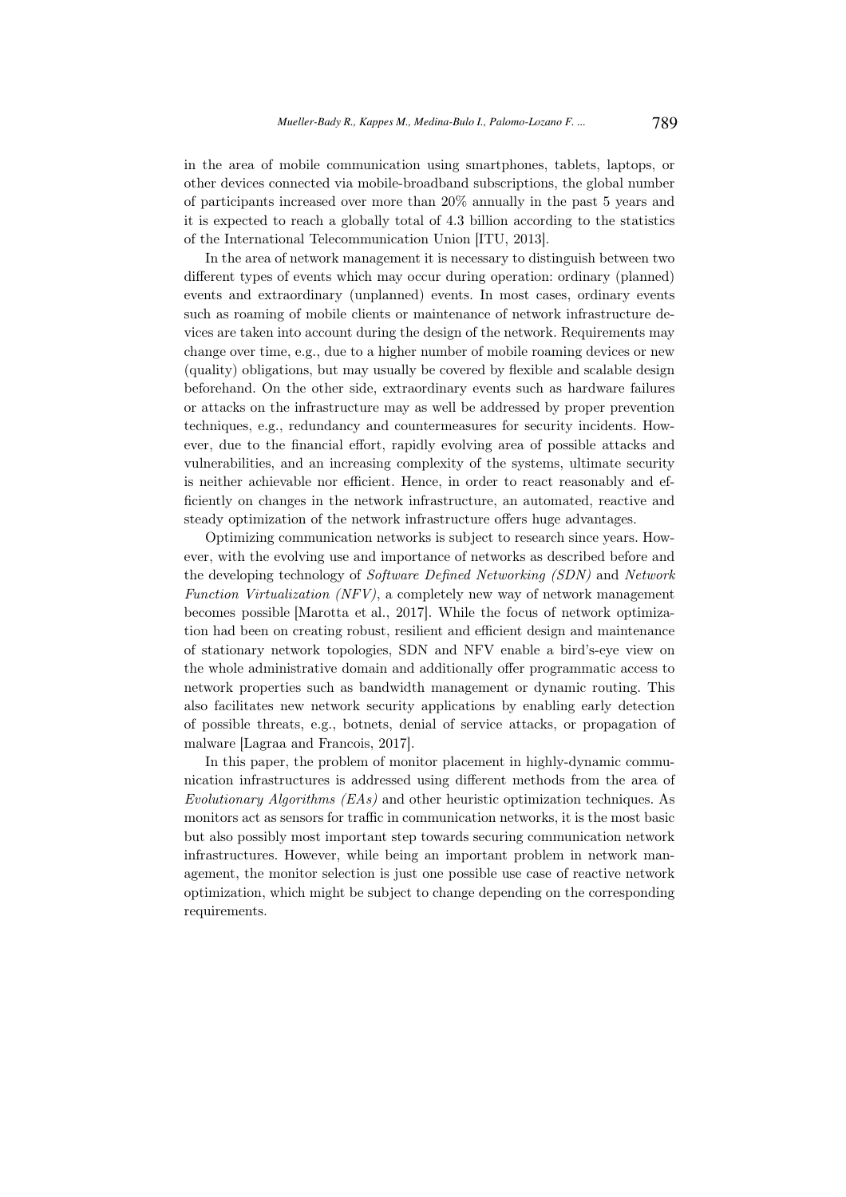in the area of mobile communication using smartphones, tablets, laptops, or other devices connected via mobile-broadband subscriptions, the global number of participants increased over more than 20% annually in the past 5 years and it is expected to reach a globally total of 4.3 billion according to the statistics of the International Telecommunication Union [ITU, 2013].

In the area of network management it is necessary to distinguish between two different types of events which may occur during operation: ordinary (planned) events and extraordinary (unplanned) events. In most cases, ordinary events such as roaming of mobile clients or maintenance of network infrastructure devices are taken into account during the design of the network. Requirements may change over time, e.g., due to a higher number of mobile roaming devices or new (quality) obligations, but may usually be covered by flexible and scalable design beforehand. On the other side, extraordinary events such as hardware failures or attacks on the infrastructure may as well be addressed by proper prevention techniques, e.g., redundancy and countermeasures for security incidents. However, due to the financial effort, rapidly evolving area of possible attacks and vulnerabilities, and an increasing complexity of the systems, ultimate security is neither achievable nor efficient. Hence, in order to react reasonably and efficiently on changes in the network infrastructure, an automated, reactive and steady optimization of the network infrastructure offers huge advantages.

Optimizing communication networks is subject to research since years. However, with the evolving use and importance of networks as described before and the developing technology of *Software Defined Networking (SDN)* and *Network Function Virtualization (NFV)*, a completely new way of network management becomes possible [Marotta et al., 2017]. While the focus of network optimization had been on creating robust, resilient and efficient design and maintenance of stationary network topologies, SDN and NFV enable a bird's-eye view on the whole administrative domain and additionally offer programmatic access to network properties such as bandwidth management or dynamic routing. This also facilitates new network security applications by enabling early detection of possible threats, e.g., botnets, denial of service attacks, or propagation of malware [Lagraa and Francois, 2017].

In this paper, the problem of monitor placement in highly-dynamic communication infrastructures is addressed using different methods from the area of *Evolutionary Algorithms (EAs)* and other heuristic optimization techniques. As monitors act as sensors for traffic in communication networks, it is the most basic but also possibly most important step towards securing communication network infrastructures. However, while being an important problem in network management, the monitor selection is just one possible use case of reactive network optimization, which might be subject to change depending on the corresponding requirements.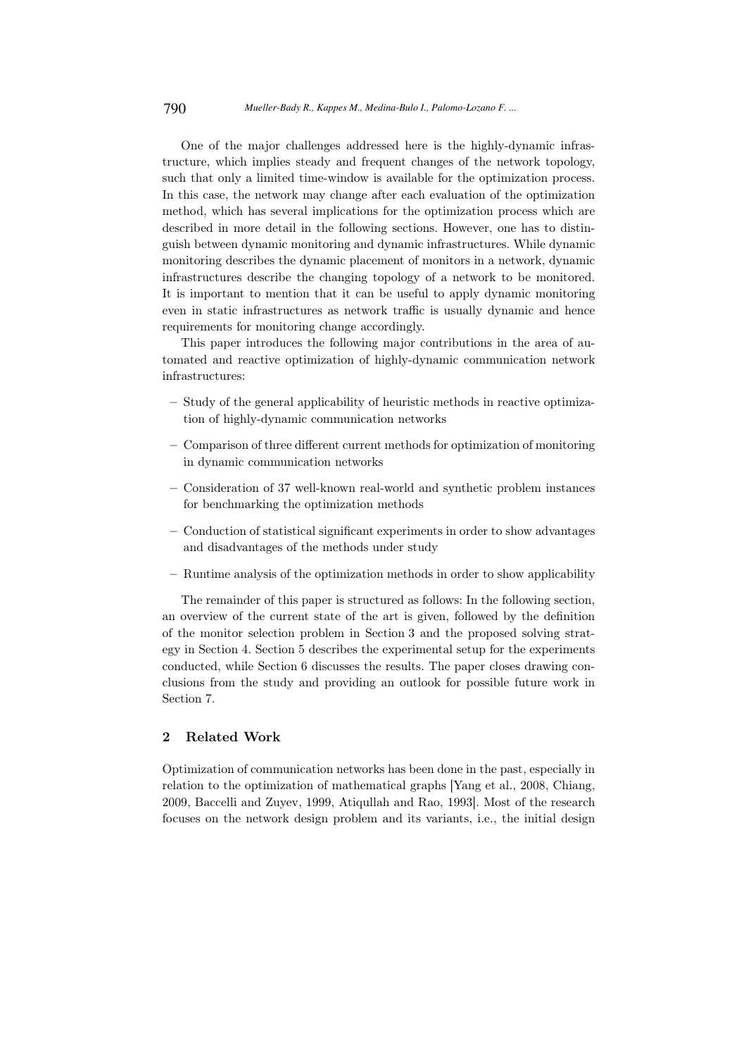One of the major challenges addressed here is the highly-dynamic infrastructure, which implies steady and frequent changes of the network topology, such that only a limited time-window is available for the optimization process. In this case, the network may change after each evaluation of the optimization method, which has several implications for the optimization process which are described in more detail in the following sections. However, one has to distinguish between dynamic monitoring and dynamic infrastructures. While dynamic monitoring describes the dynamic placement of monitors in a network, dynamic infrastructures describe the changing topology of a network to be monitored. It is important to mention that it can be useful to apply dynamic monitoring even in static infrastructures as network traffic is usually dynamic and hence requirements for monitoring change accordingly.

This paper introduces the following major contributions in the area of automated and reactive optimization of highly-dynamic communication network infrastructures:

- Study of the general applicability of heuristic methods in reactive optimization of highly-dynamic communication networks
- Comparison of three different current methods for optimization of monitoring in dynamic communication networks
- Consideration of 37 well-known real-world and synthetic problem instances for benchmarking the optimization methods
- Conduction of statistical significant experiments in order to show advantages and disadvantages of the methods under study
- Runtime analysis of the optimization methods in order to show applicability

The remainder of this paper is structured as follows: In the following section, an overview of the current state of the art is given, followed by the definition of the monitor selection problem in Section 3 and the proposed solving strategy in Section 4. Section 5 describes the experimental setup for the experiments conducted, while Section 6 discusses the results. The paper closes drawing conclusions from the study and providing an outlook for possible future work in Section 7.

## 2 Related Work

Optimization of communication networks has been done in the past, especially in relation to the optimization of mathematical graphs [Yang et al., 2008, Chiang, 2009, Baccelli and Zuyev, 1999, Atiqullah and Rao, 1993]. Most of the research focuses on the network design problem and its variants, i.e., the initial design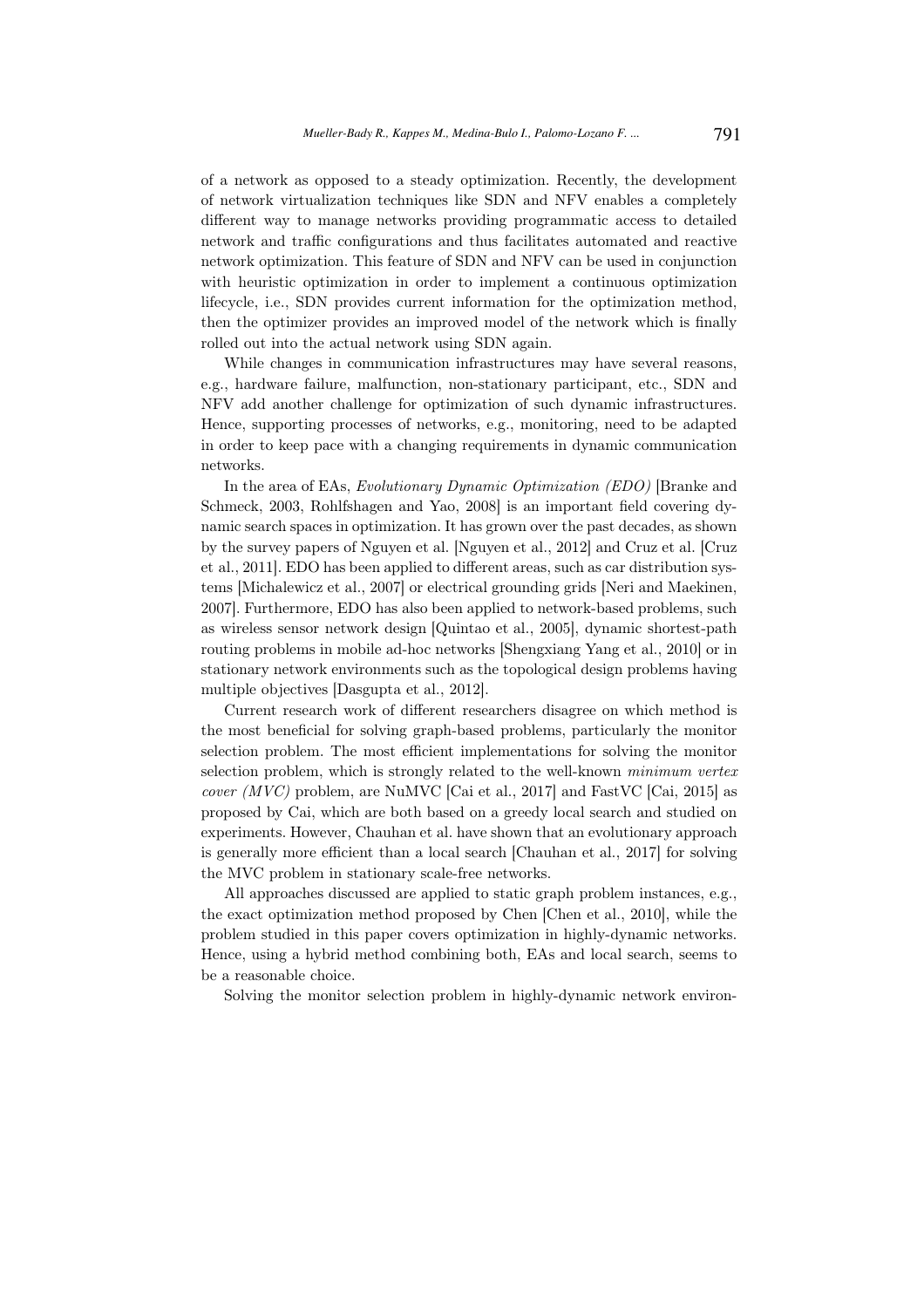of a network as opposed to a steady optimization. Recently, the development of network virtualization techniques like SDN and NFV enables a completely different way to manage networks providing programmatic access to detailed network and traffic configurations and thus facilitates automated and reactive network optimization. This feature of SDN and NFV can be used in conjunction with heuristic optimization in order to implement a continuous optimization lifecycle, i.e., SDN provides current information for the optimization method, then the optimizer provides an improved model of the network which is finally rolled out into the actual network using SDN again.

While changes in communication infrastructures may have several reasons, e.g., hardware failure, malfunction, non-stationary participant, etc., SDN and NFV add another challenge for optimization of such dynamic infrastructures. Hence, supporting processes of networks, e.g., monitoring, need to be adapted in order to keep pace with a changing requirements in dynamic communication networks.

In the area of EAs, *Evolutionary Dynamic Optimization (EDO)* [Branke and Schmeck, 2003, Rohlfshagen and Yao, 2008] is an important field covering dynamic search spaces in optimization. It has grown over the past decades, as shown by the survey papers of Nguyen et al. [Nguyen et al., 2012] and Cruz et al. [Cruz et al., 2011]. EDO has been applied to different areas, such as car distribution systems [Michalewicz et al., 2007] or electrical grounding grids [Neri and Maekinen, 2007]. Furthermore, EDO has also been applied to network-based problems, such as wireless sensor network design [Quintao et al., 2005], dynamic shortest-path routing problems in mobile ad-hoc networks [Shengxiang Yang et al., 2010] or in stationary network environments such as the topological design problems having multiple objectives [Dasgupta et al., 2012].

Current research work of different researchers disagree on which method is the most beneficial for solving graph-based problems, particularly the monitor selection problem. The most efficient implementations for solving the monitor selection problem, which is strongly related to the well-known *minimum vertex cover (MVC)* problem, are NuMVC [Cai et al., 2017] and FastVC [Cai, 2015] as proposed by Cai, which are both based on a greedy local search and studied on experiments. However, Chauhan et al. have shown that an evolutionary approach is generally more efficient than a local search [Chauhan et al., 2017] for solving the MVC problem in stationary scale-free networks.

All approaches discussed are applied to static graph problem instances, e.g., the exact optimization method proposed by Chen [Chen et al., 2010], while the problem studied in this paper covers optimization in highly-dynamic networks. Hence, using a hybrid method combining both, EAs and local search, seems to be a reasonable choice.

Solving the monitor selection problem in highly-dynamic network environ-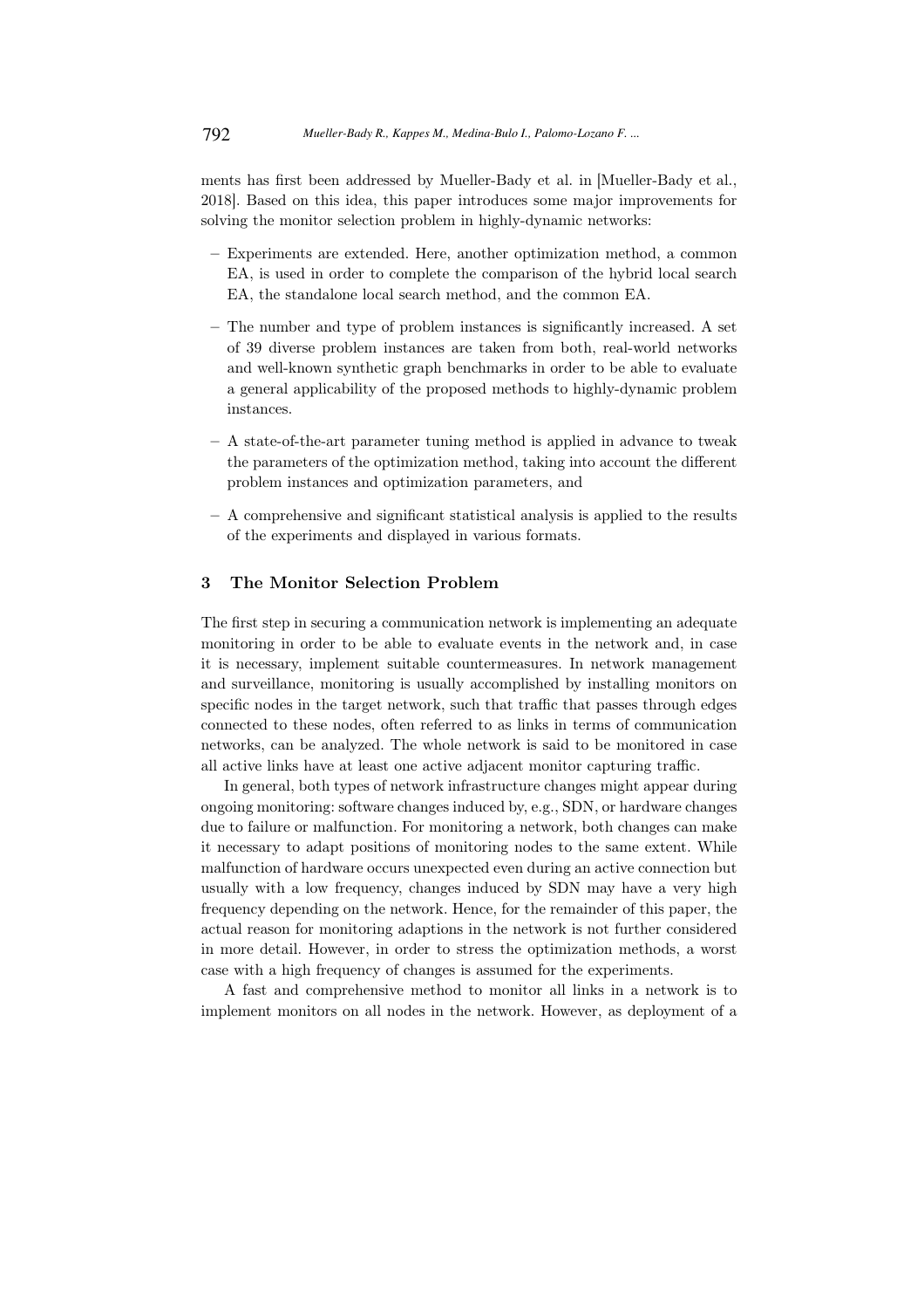ments has first been addressed by Mueller-Bady et al. in [Mueller-Bady et al., 2018]. Based on this idea, this paper introduces some major improvements for solving the monitor selection problem in highly-dynamic networks:

- Experiments are extended. Here, another optimization method, a common EA, is used in order to complete the comparison of the hybrid local search EA, the standalone local search method, and the common EA.
- The number and type of problem instances is significantly increased. A set of 39 diverse problem instances are taken from both, real-world networks and well-known synthetic graph benchmarks in order to be able to evaluate a general applicability of the proposed methods to highly-dynamic problem instances.
- A state-of-the-art parameter tuning method is applied in advance to tweak the parameters of the optimization method, taking into account the different problem instances and optimization parameters, and
- A comprehensive and significant statistical analysis is applied to the results of the experiments and displayed in various formats.

## 3 The Monitor Selection Problem

The first step in securing a communication network is implementing an adequate monitoring in order to be able to evaluate events in the network and, in case it is necessary, implement suitable countermeasures. In network management and surveillance, monitoring is usually accomplished by installing monitors on specific nodes in the target network, such that traffic that passes through edges connected to these nodes, often referred to as links in terms of communication networks, can be analyzed. The whole network is said to be monitored in case all active links have at least one active adjacent monitor capturing traffic.

In general, both types of network infrastructure changes might appear during ongoing monitoring: software changes induced by, e.g., SDN, or hardware changes due to failure or malfunction. For monitoring a network, both changes can make it necessary to adapt positions of monitoring nodes to the same extent. While malfunction of hardware occurs unexpected even during an active connection but usually with a low frequency, changes induced by SDN may have a very high frequency depending on the network. Hence, for the remainder of this paper, the actual reason for monitoring adaptions in the network is not further considered in more detail. However, in order to stress the optimization methods, a worst case with a high frequency of changes is assumed for the experiments.

A fast and comprehensive method to monitor all links in a network is to implement monitors on all nodes in the network. However, as deployment of a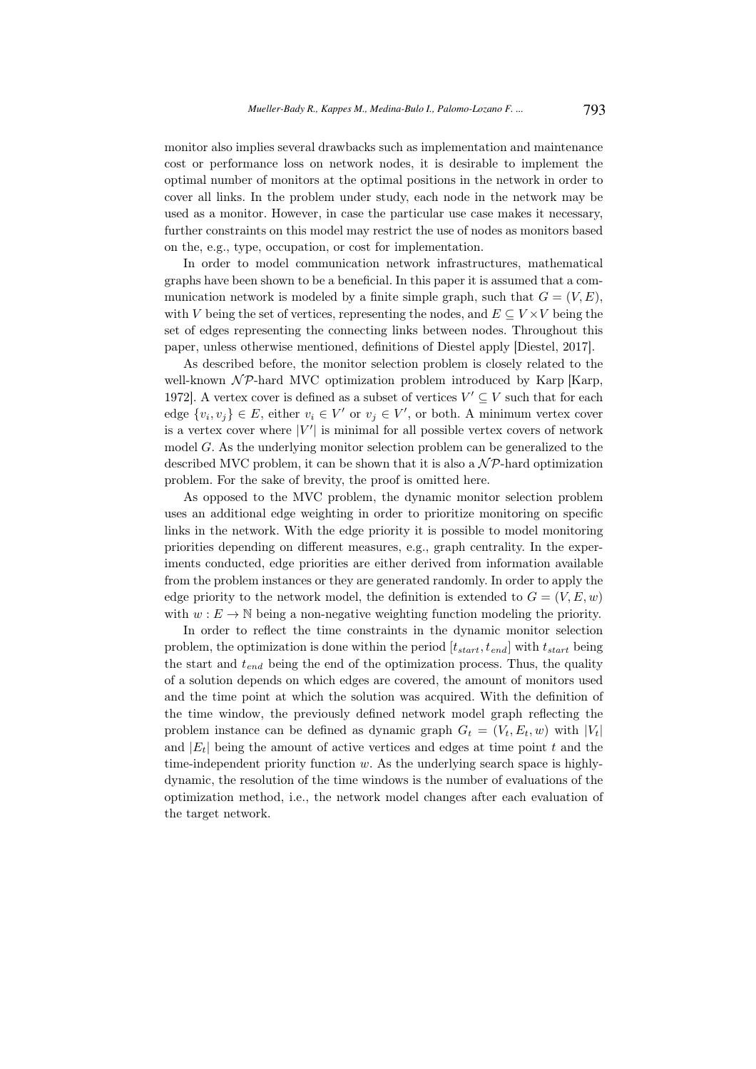monitor also implies several drawbacks such as implementation and maintenance cost or performance loss on network nodes, it is desirable to implement the optimal number of monitors at the optimal positions in the network in order to cover all links. In the problem under study, each node in the network may be used as a monitor. However, in case the particular use case makes it necessary, further constraints on this model may restrict the use of nodes as monitors based on the, e.g., type, occupation, or cost for implementation.

In order to model communication network infrastructures, mathematical graphs have been shown to be a beneficial. In this paper it is assumed that a communication network is modeled by a finite simple graph, such that $G = (V, E)$, with $V$ being the set of vertices, representing the nodes, and $E \subseteq V \times V$ being the set of edges representing the connecting links between nodes. Throughout this paper, unless otherwise mentioned, definitions of Diestel apply [Diestel, 2017].

As described before, the monitor selection problem is closely related to the well-known $\mathcal{NP}$-hard MVC optimization problem introduced by Karp [Karp, 1972]. A vertex cover is defined as a subset of vertices $V' \subseteq V$ such that for each edge $\{v_i, v_j\} \in E$, either $v_i \in V'$ or $v_j \in V'$, or both. A minimum vertex cover is a vertex cover where $|V'|$ is minimal for all possible vertex covers of network model $G$. As the underlying monitor selection problem can be generalized to the described MVC problem, it can be shown that it is also a $\mathcal{NP}$-hard optimization problem. For the sake of brevity, the proof is omitted here.

As opposed to the MVC problem, the dynamic monitor selection problem uses an additional edge weighting in order to prioritize monitoring on specific links in the network. With the edge priority it is possible to model monitoring priorities depending on different measures, e.g., graph centrality. In the experiments conducted, edge priorities are either derived from information available from the problem instances or they are generated randomly. In order to apply the edge priority to the network model, the definition is extended to $G = (V, E, w)$ with $w : E \to \mathbb{N}$ being a non-negative weighting function modeling the priority.

In order to reflect the time constraints in the dynamic monitor selection problem, the optimization is done within the period $[t_{start}, t_{end}]$ with $t_{start}$ being the start and $t_{end}$ being the end of the optimization process. Thus, the quality of a solution depends on which edges are covered, the amount of monitors used and the time point at which the solution was acquired. With the definition of the time window, the previously defined network model graph reflecting the problem instance can be defined as dynamic graph $G_t = (V_t, E_t, w)$ with $|V_t|$ and $|E_t|$ being the amount of active vertices and edges at time point $t$ and the time-independent priority function $w$. As the underlying search space is highly-dynamic, the resolution of the time windows is the number of evaluations of the optimization method, i.e., the network model changes after each evaluation of the target network.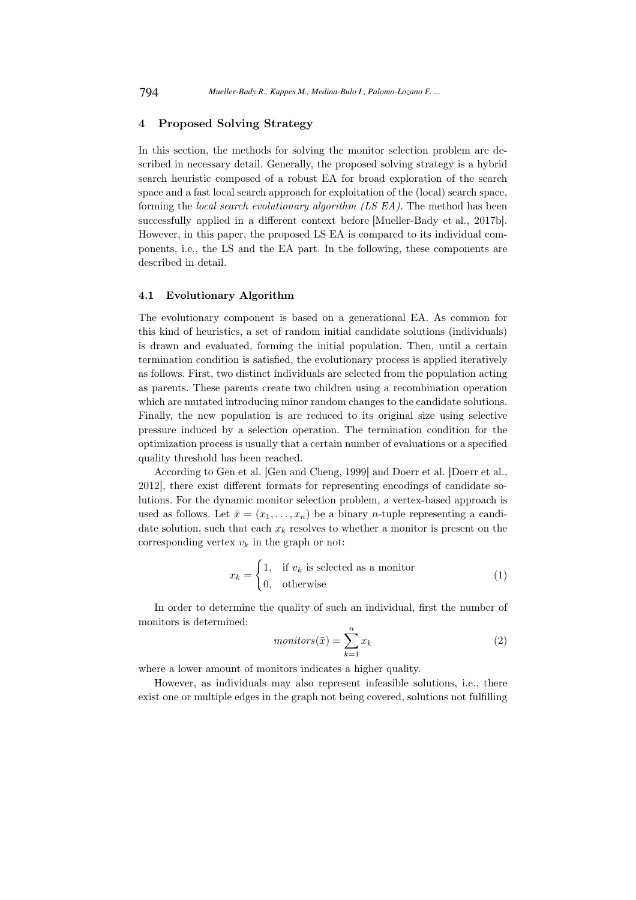## 4 Proposed Solving Strategy

In this section, the methods for solving the monitor selection problem are described in necessary detail. Generally, the proposed solving strategy is a hybrid search heuristic composed of a robust EA for broad exploration of the search space and a fast local search approach for exploitation of the (local) search space, forming the *local search evolutionary algorithm (LS EA)*. The method has been successfully applied in a different context before [Mueller-Bady et al., 2017b]. However, in this paper, the proposed LS EA is compared to its individual components, i.e., the LS and the EA part. In the following, these components are described in detail.

### 4.1 Evolutionary Algorithm

The evolutionary component is based on a generational EA. As common for this kind of heuristics, a set of random initial candidate solutions (individuals) is drawn and evaluated, forming the initial population. Then, until a certain termination condition is satisfied, the evolutionary process is applied iteratively as follows. First, two distinct individuals are selected from the population acting as parents. These parents create two children using a recombination operation which are mutated introducing minor random changes to the candidate solutions. Finally, the new population is are reduced to its original size using selective pressure induced by a selection operation. The termination condition for the optimization process is usually that a certain number of evaluations or a specified quality threshold has been reached.

According to Gen et al. [Gen and Cheng, 1999] and Doerr et al. [Doerr et al., 2012], there exist different formats for representing encodings of candidate solutions. For the dynamic monitor selection problem, a vertex-based approach is used as follows. Let $\bar{x} = (x_1, \ldots, x_n)$ be a binary $n$-tuple representing a candidate solution, such that each $x_k$ resolves to whether a monitor is present on the corresponding vertex $v_k$ in the graph or not:

$$x_k = \begin{cases} 1, & \text{if } v_k \text{ is selected as a monitor} \\ 0, & \text{otherwise} \end{cases} \tag{1}$$

In order to determine the quality of such an individual, first the number of monitors is determined:

$$monitors(\bar{x}) = \sum_{k=1}^{n} x_k \tag{2}$$

where a lower amount of monitors indicates a higher quality.

However, as individuals may also represent infeasible solutions, i.e., there exist one or multiple edges in the graph not being covered, solutions not fulfilling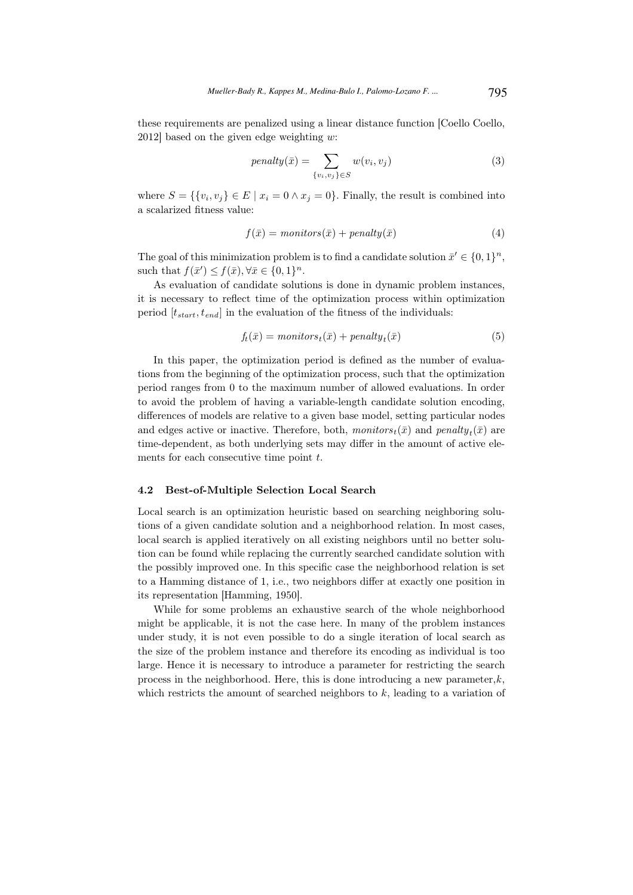these requirements are penalized using a linear distance function [Coello Coello, 2012] based on the given edge weighting $w$:

$$penalty(\bar{x}) = \sum_{\{v_i, v_j\} \in S} w(v_i, v_j) \tag{3}$$

where $S = \{\{v_i, v_j\} \in E \mid x_i = 0 \wedge x_j = 0\}$. Finally, the result is combined into a scalarized fitness value:

$$f(\bar{x}) = monitors(\bar{x}) + penalty(\bar{x}) \tag{4}$$

The goal of this minimization problem is to find a candidate solution $\bar{x}' \in \{0,1\}^n$, such that $f(\bar{x}') \leq f(\bar{x}), \forall \bar{x} \in \{0,1\}^n$.

As evaluation of candidate solutions is done in dynamic problem instances, it is necessary to reflect time of the optimization process within optimization period $[t_{start}, t_{end}]$ in the evaluation of the fitness of the individuals:

$$f_t(\bar{x}) = monitors_t(\bar{x}) + penalty_t(\bar{x}) \tag{5}$$

In this paper, the optimization period is defined as the number of evaluations from the beginning of the optimization process, such that the optimization period ranges from 0 to the maximum number of allowed evaluations. In order to avoid the problem of having a variable-length candidate solution encoding, differences of models are relative to a given base model, setting particular nodes and edges active or inactive. Therefore, both, $monitors_t(\bar{x})$ and $penalty_t(\bar{x})$ are time-dependent, as both underlying sets may differ in the amount of active elements for each consecutive time point $t$.

### 4.2 Best-of-Multiple Selection Local Search

Local search is an optimization heuristic based on searching neighboring solutions of a given candidate solution and a neighborhood relation. In most cases, local search is applied iteratively on all existing neighbors until no better solution can be found while replacing the currently searched candidate solution with the possibly improved one. In this specific case the neighborhood relation is set to a Hamming distance of 1, i.e., two neighbors differ at exactly one position in its representation [Hamming, 1950].

While for some problems an exhaustive search of the whole neighborhood might be applicable, it is not the case here. In many of the problem instances under study, it is not even possible to do a single iteration of local search as the size of the problem instance and therefore its encoding as individual is too large. Hence it is necessary to introduce a parameter for restricting the search process in the neighborhood. Here, this is done introducing a new parameter,$k$, which restricts the amount of searched neighbors to $k$, leading to a variation of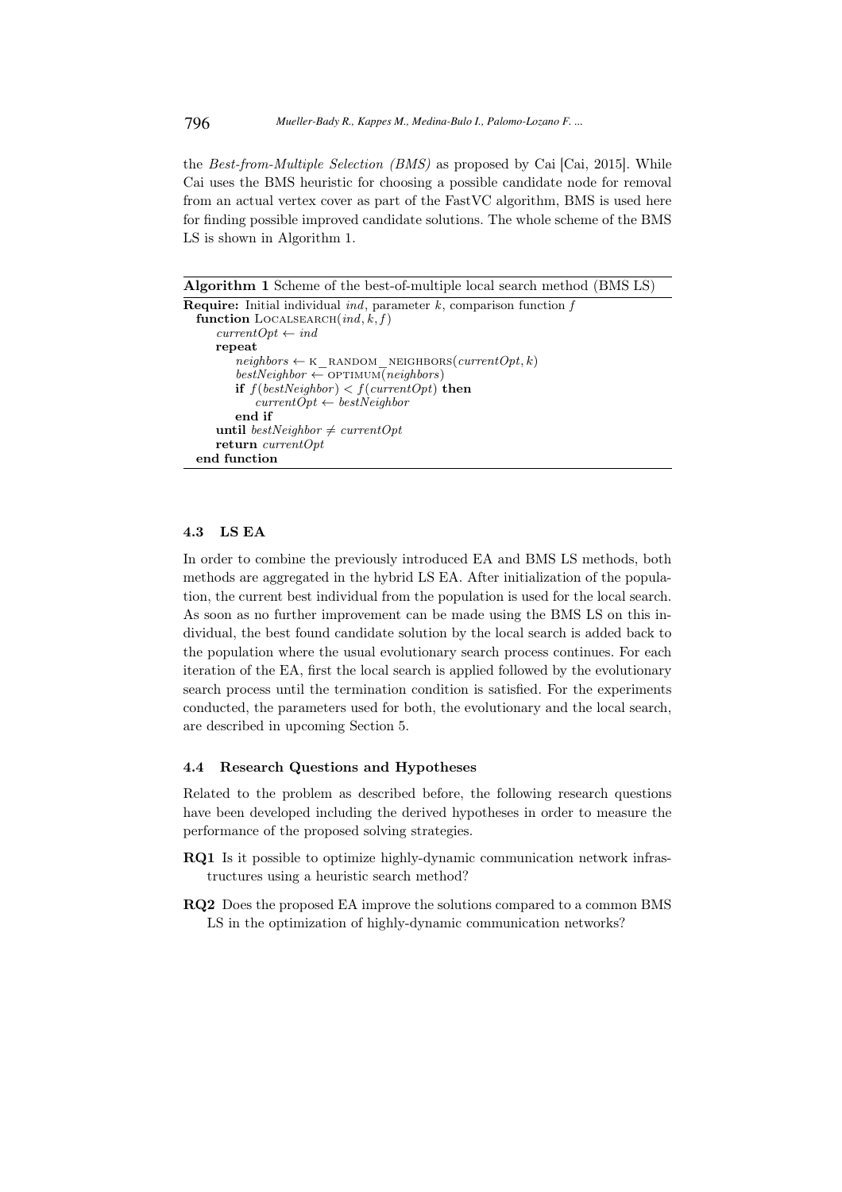the *Best-from-Multiple Selection (BMS)* as proposed by Cai [Cai, 2015]. While Cai uses the BMS heuristic for choosing a possible candidate node for removal from an actual vertex cover as part of the FastVC algorithm, BMS is used here for finding possible improved candidate solutions. The whole scheme of the BMS LS is shown in Algorithm 1.

**Algorithm 1** Scheme of the best-of-multiple local search method (BMS LS)

```
Require: Initial individual ind, parameter k, comparison function f
  function LocalSearch(ind, k, f)
      currentOpt ← ind
      repeat
          neighbors ← K_RANDOM_NEIGHBORS(currentOpt, k)
          bestNeighbor ← OPTIMUM(neighbors)
          if f(bestNeighbor) < f(currentOpt) then
              currentOpt ← bestNeighbor
          end if
      until bestNeighbor ≠ currentOpt
      return currentOpt
  end function
```

### 4.3 LS EA

In order to combine the previously introduced EA and BMS LS methods, both methods are aggregated in the hybrid LS EA. After initialization of the population, the current best individual from the population is used for the local search. As soon as no further improvement can be made using the BMS LS on this individual, the best found candidate solution by the local search is added back to the population where the usual evolutionary search process continues. For each iteration of the EA, first the local search is applied followed by the evolutionary search process until the termination condition is satisfied. For the experiments conducted, the parameters used for both, the evolutionary and the local search, are described in upcoming Section 5.

### 4.4 Research Questions and Hypotheses

Related to the problem as described before, the following research questions have been developed including the derived hypotheses in order to measure the performance of the proposed solving strategies.

**RQ1** Is it possible to optimize highly-dynamic communication network infrastructures using a heuristic search method?

**RQ2** Does the proposed EA improve the solutions compared to a common BMS LS in the optimization of highly-dynamic communication networks?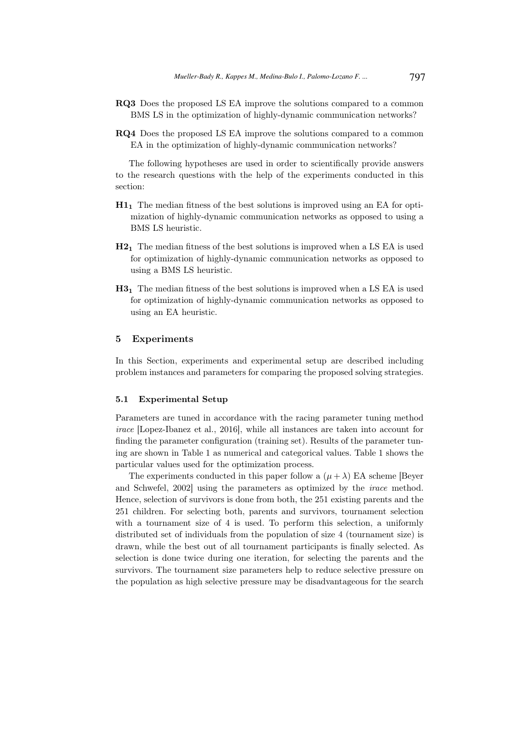**RQ3** Does the proposed LS EA improve the solutions compared to a common BMS LS in the optimization of highly-dynamic communication networks?

**RQ4** Does the proposed LS EA improve the solutions compared to a common EA in the optimization of highly-dynamic communication networks?

The following hypotheses are used in order to scientifically provide answers to the research questions with the help of the experiments conducted in this section:

**$\mathbf{H1_1}$** The median fitness of the best solutions is improved using an EA for optimization of highly-dynamic communication networks as opposed to using a BMS LS heuristic.

**$\mathbf{H2_1}$** The median fitness of the best solutions is improved when a LS EA is used for optimization of highly-dynamic communication networks as opposed to using a BMS LS heuristic.

**$\mathbf{H3_1}$** The median fitness of the best solutions is improved when a LS EA is used for optimization of highly-dynamic communication networks as opposed to using an EA heuristic.

## 5 Experiments

In this Section, experiments and experimental setup are described including problem instances and parameters for comparing the proposed solving strategies.

### 5.1 Experimental Setup

Parameters are tuned in accordance with the racing parameter tuning method *irace* [Lopez-Ibanez et al., 2016], while all instances are taken into account for finding the parameter configuration (training set). Results of the parameter tuning are shown in Table 1 as numerical and categorical values. Table 1 shows the particular values used for the optimization process.

The experiments conducted in this paper follow a $(\mu + \lambda)$ EA scheme [Beyer and Schwefel, 2002] using the parameters as optimized by the *irace* method. Hence, selection of survivors is done from both, the 251 existing parents and the 251 children. For selecting both, parents and survivors, tournament selection with a tournament size of 4 is used. To perform this selection, a uniformly distributed set of individuals from the population of size 4 (tournament size) is drawn, while the best out of all tournament participants is finally selected. As selection is done twice during one iteration, for selecting the parents and the survivors. The tournament size parameters help to reduce selective pressure on the population as high selective pressure may be disadvantageous for the search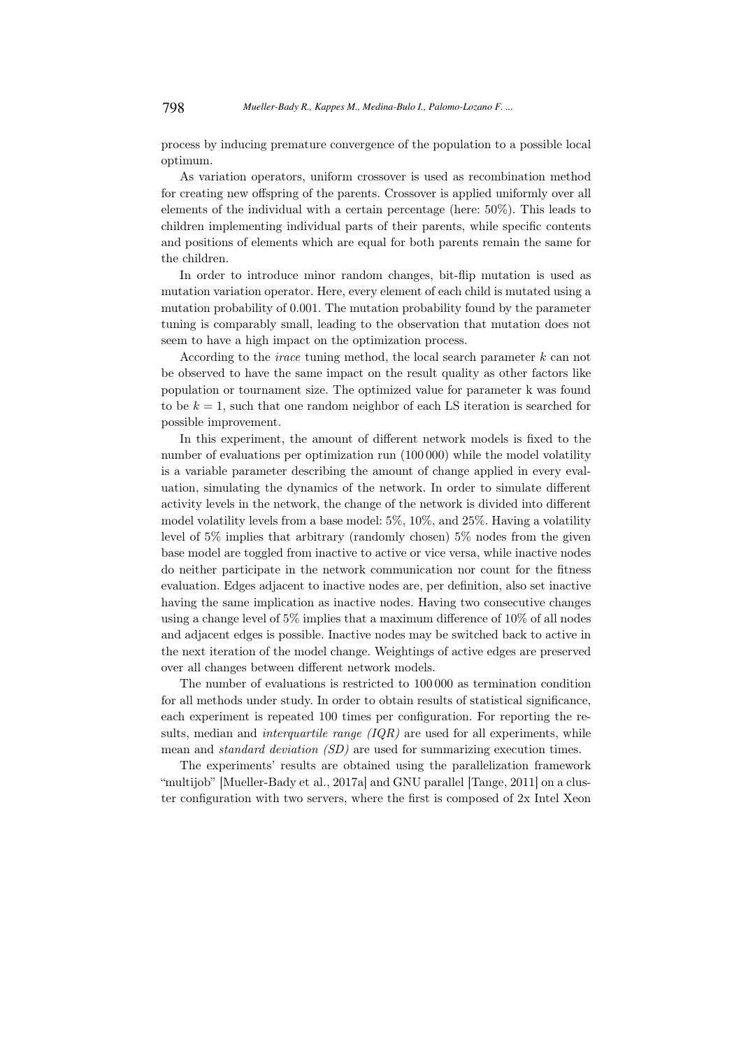process by inducing premature convergence of the population to a possible local optimum.

As variation operators, uniform crossover is used as recombination method for creating new offspring of the parents. Crossover is applied uniformly over all elements of the individual with a certain percentage (here: 50%). This leads to children implementing individual parts of their parents, while specific contents and positions of elements which are equal for both parents remain the same for the children.

In order to introduce minor random changes, bit-flip mutation is used as mutation variation operator. Here, every element of each child is mutated using a mutation probability of 0.001. The mutation probability found by the parameter tuning is comparably small, leading to the observation that mutation does not seem to have a high impact on the optimization process.

According to the *irace* tuning method, the local search parameter $k$ can not be observed to have the same impact on the result quality as other factors like population or tournament size. The optimized value for parameter k was found to be $k = 1$, such that one random neighbor of each LS iteration is searched for possible improvement.

In this experiment, the amount of different network models is fixed to the number of evaluations per optimization run (100 000) while the model volatility is a variable parameter describing the amount of change applied in every evaluation, simulating the dynamics of the network. In order to simulate different activity levels in the network, the change of the network is divided into different model volatility levels from a base model: 5%, 10%, and 25%. Having a volatility level of 5% implies that arbitrary (randomly chosen) 5% nodes from the given base model are toggled from inactive to active or vice versa, while inactive nodes do neither participate in the network communication nor count for the fitness evaluation. Edges adjacent to inactive nodes are, per definition, also set inactive having the same implication as inactive nodes. Having two consecutive changes using a change level of 5% implies that a maximum difference of 10% of all nodes and adjacent edges is possible. Inactive nodes may be switched back to active in the next iteration of the model change. Weightings of active edges are preserved over all changes between different network models.

The number of evaluations is restricted to 100 000 as termination condition for all methods under study. In order to obtain results of statistical significance, each experiment is repeated 100 times per configuration. For reporting the results, median and *interquartile range (IQR)* are used for all experiments, while mean and *standard deviation (SD)* are used for summarizing execution times.

The experiments' results are obtained using the parallelization framework "multijob" [Mueller-Bady et al., 2017a] and GNU parallel [Tange, 2011] on a cluster configuration with two servers, where the first is composed of 2x Intel Xeon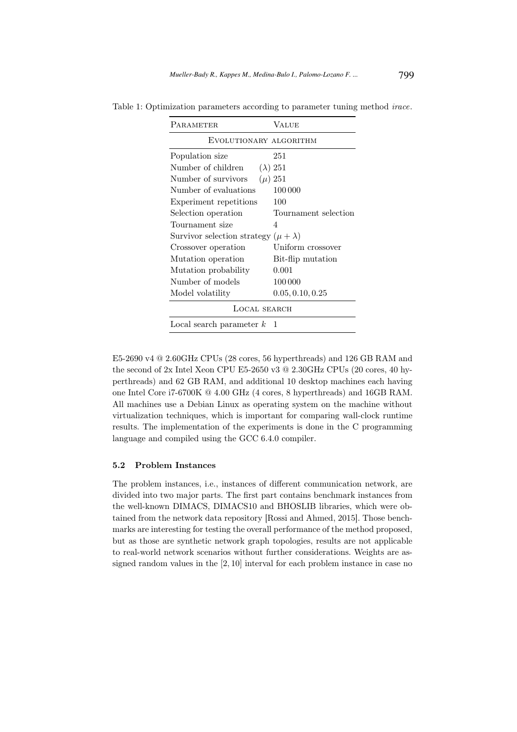Table 1: Optimization parameters according to parameter tuning method *irace*.

| Parameter | Value |
|---|---|
| Evolutionary algorithm | |
| Population size | 251 |
| Number of children ($\lambda$) | 251 |
| Number of survivors ($\mu$) | 251 |
| Number of evaluations | 100 000 |
| Experiment repetitions | 100 |
| Selection operation | Tournament selection |
| Tournament size | 4 |
| Survivor selection strategy | $(\mu + \lambda)$ |
| Crossover operation | Uniform crossover |
| Mutation operation | Bit-flip mutation |
| Mutation probability | 0.001 |
| Number of models | 100 000 |
| Model volatility | $0.05, 0.10, 0.25$ |
| Local search | |
| Local search parameter $k$ | 1 |

E5-2690 v4 @ 2.60GHz CPUs (28 cores, 56 hyperthreads) and 126 GB RAM and the second of 2x Intel Xeon CPU E5-2650 v3 @ 2.30GHz CPUs (20 cores, 40 hyperthreads) and 62 GB RAM, and additional 10 desktop machines each having one Intel Core i7-6700K @ 4.00 GHz (4 cores, 8 hyperthreads) and 16GB RAM. All machines use a Debian Linux as operating system on the machine without virtualization techniques, which is important for comparing wall-clock runtime results. The implementation of the experiments is done in the C programming language and compiled using the GCC 6.4.0 compiler.

### 5.2 Problem Instances

The problem instances, i.e., instances of different communication network, are divided into two major parts. The first part contains benchmark instances from the well-known DIMACS, DIMACS10 and BHOSLIB libraries, which were obtained from the network data repository [Rossi and Ahmed, 2015]. Those benchmarks are interesting for testing the overall performance of the method proposed, but as those are synthetic network graph topologies, results are not applicable to real-world network scenarios without further considerations. Weights are assigned random values in the $[2, 10]$ interval for each problem instance in case no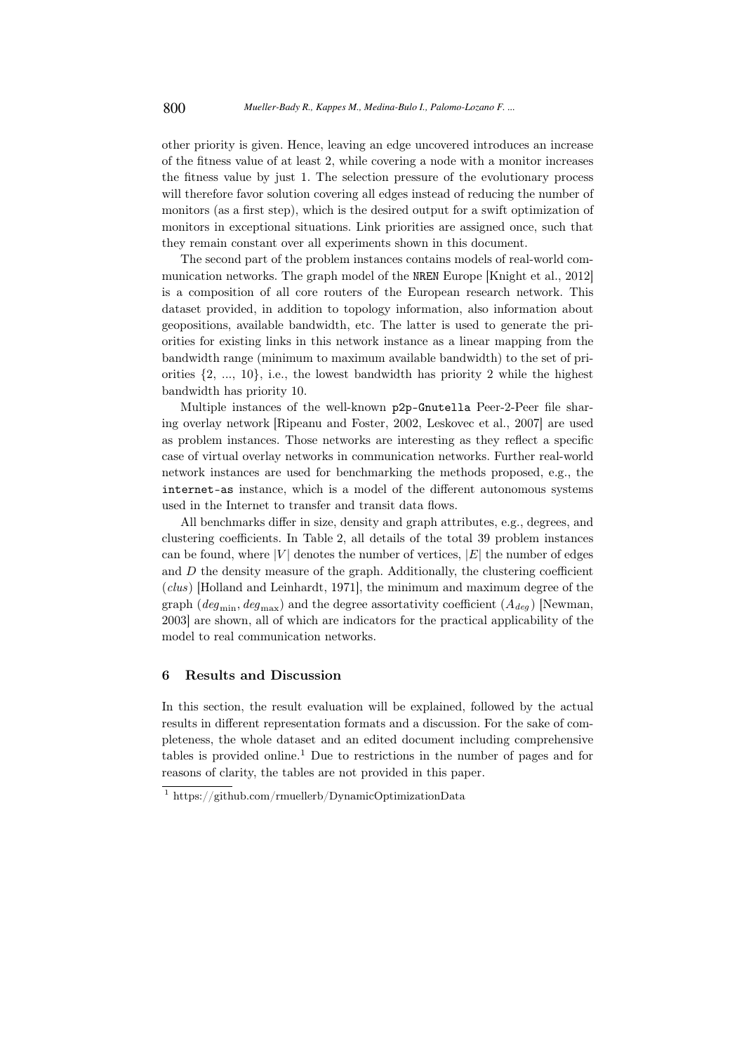other priority is given. Hence, leaving an edge uncovered introduces an increase of the fitness value of at least 2, while covering a node with a monitor increases the fitness value by just 1. The selection pressure of the evolutionary process will therefore favor solution covering all edges instead of reducing the number of monitors (as a first step), which is the desired output for a swift optimization of monitors in exceptional situations. Link priorities are assigned once, such that they remain constant over all experiments shown in this document.

The second part of the problem instances contains models of real-world communication networks. The graph model of the `NREN` Europe [Knight et al., 2012] is a composition of all core routers of the European research network. This dataset provided, in addition to topology information, also information about geopositions, available bandwidth, etc. The latter is used to generate the priorities for existing links in this network instance as a linear mapping from the bandwidth range (minimum to maximum available bandwidth) to the set of priorities $\{2, ..., 10\}$, i.e., the lowest bandwidth has priority 2 while the highest bandwidth has priority 10.

Multiple instances of the well-known `p2p-Gnutella` Peer-2-Peer file sharing overlay network [Ripeanu and Foster, 2002, Leskovec et al., 2007] are used as problem instances. Those networks are interesting as they reflect a specific case of virtual overlay networks in communication networks. Further real-world network instances are used for benchmarking the methods proposed, e.g., the `internet-as` instance, which is a model of the different autonomous systems used in the Internet to transfer and transit data flows.

All benchmarks differ in size, density and graph attributes, e.g., degrees, and clustering coefficients. In Table 2, all details of the total 39 problem instances can be found, where $|V|$ denotes the number of vertices, $|E|$ the number of edges and $D$ the density measure of the graph. Additionally, the clustering coefficient ($clus$) [Holland and Leinhardt, 1971], the minimum and maximum degree of the graph ($deg_{\min}$, $deg_{\max}$) and the degree assortativity coefficient ($A_{deg}$) [Newman, 2003] are shown, all of which are indicators for the practical applicability of the model to real communication networks.

## 6 Results and Discussion

In this section, the result evaluation will be explained, followed by the actual results in different representation formats and a discussion. For the sake of completeness, the whole dataset and an edited document including comprehensive tables is provided online.[1] Due to restrictions in the number of pages and for reasons of clarity, the tables are not provided in this paper.

[1] https://github.com/rmuellerb/DynamicOptimizationData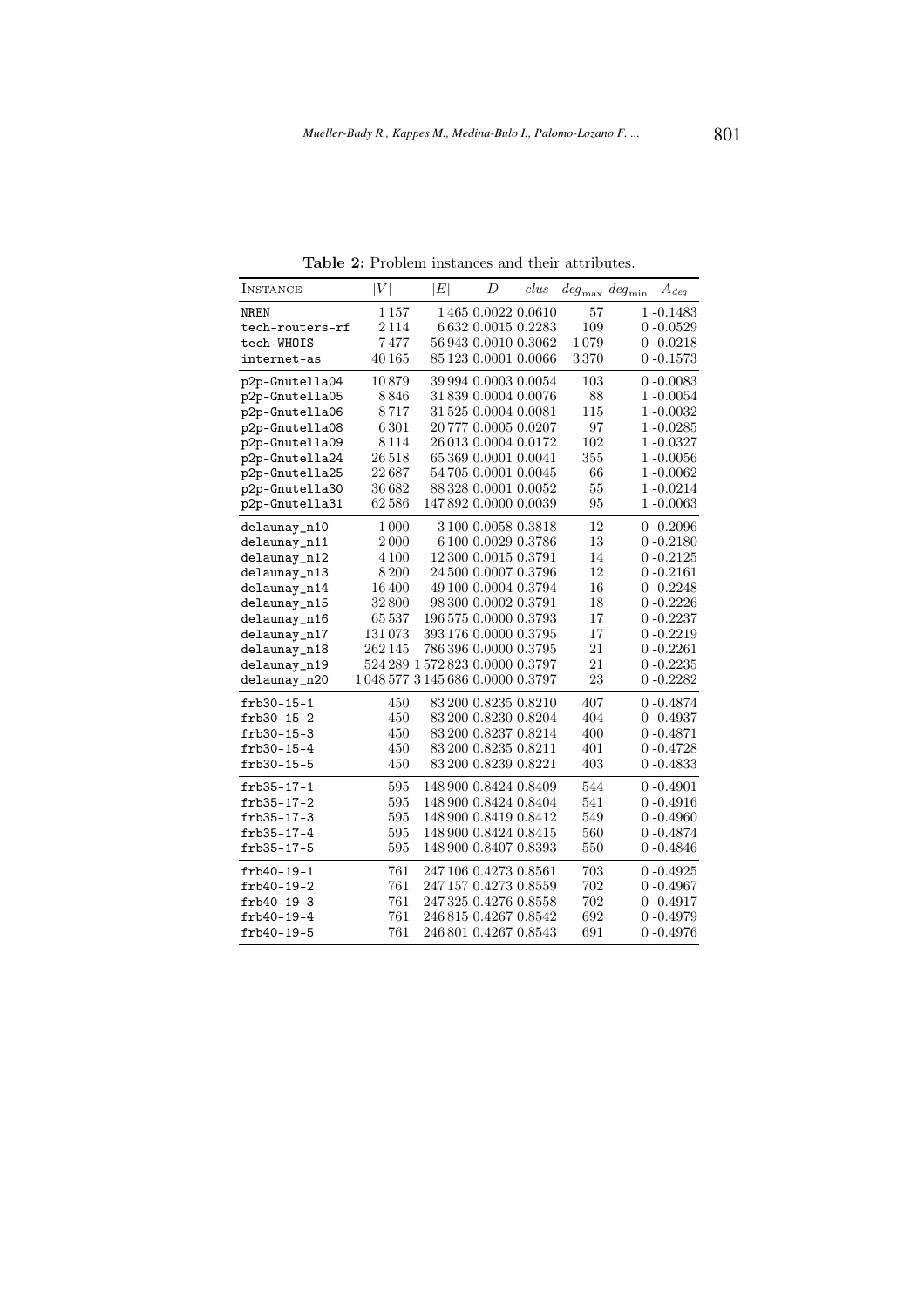**Table 2:** Problem instances and their attributes.

| INSTANCE | $\|V\|$ | $\|E\|$ | $D$ | $clus$ | $deg_{\max}$ | $deg_{\min}$ | $A_{deg}$ |
|---|---|---|---|---|---|---|---|
| NREN | 1 157 | 1 465 | 0.0022 | 0.0610 | 57 | 1 | -0.1483 |
| tech-routers-rf | 2 114 | 6 632 | 0.0015 | 0.2283 | 109 | 0 | -0.0529 |
| tech-WHOIS | 7 477 | 56 943 | 0.0010 | 0.3062 | 1 079 | 0 | -0.0218 |
| internet-as | 40 165 | 85 123 | 0.0001 | 0.0066 | 3 370 | 0 | -0.1573 |
| p2p-Gnutella04 | 10 879 | 39 994 | 0.0003 | 0.0054 | 103 | 0 | -0.0083 |
| p2p-Gnutella05 | 8 846 | 31 839 | 0.0004 | 0.0076 | 88 | 1 | -0.0054 |
| p2p-Gnutella06 | 8 717 | 31 525 | 0.0004 | 0.0081 | 115 | 1 | -0.0032 |
| p2p-Gnutella08 | 6 301 | 20 777 | 0.0005 | 0.0207 | 97 | 1 | -0.0285 |
| p2p-Gnutella09 | 8 114 | 26 013 | 0.0004 | 0.0172 | 102 | 1 | -0.0327 |
| p2p-Gnutella24 | 26 518 | 65 369 | 0.0001 | 0.0041 | 355 | 1 | -0.0056 |
| p2p-Gnutella25 | 22 687 | 54 705 | 0.0001 | 0.0045 | 66 | 1 | -0.0062 |
| p2p-Gnutella30 | 36 682 | 88 328 | 0.0001 | 0.0052 | 55 | 1 | -0.0214 |
| p2p-Gnutella31 | 62 586 | 147 892 | 0.0000 | 0.0039 | 95 | 1 | -0.0063 |
| delaunay_n10 | 1 000 | 3 100 | 0.0058 | 0.3818 | 12 | 0 | -0.2096 |
| delaunay_n11 | 2 000 | 6 100 | 0.0029 | 0.3786 | 13 | 0 | -0.2180 |
| delaunay_n12 | 4 100 | 12 300 | 0.0015 | 0.3791 | 14 | 0 | -0.2125 |
| delaunay_n13 | 8 200 | 24 500 | 0.0007 | 0.3796 | 12 | 0 | -0.2161 |
| delaunay_n14 | 16 400 | 49 100 | 0.0004 | 0.3794 | 16 | 0 | -0.2248 |
| delaunay_n15 | 32 800 | 98 300 | 0.0002 | 0.3791 | 18 | 0 | -0.2226 |
| delaunay_n16 | 65 537 | 196 575 | 0.0000 | 0.3793 | 17 | 0 | -0.2237 |
| delaunay_n17 | 131 073 | 393 176 | 0.0000 | 0.3795 | 17 | 0 | -0.2219 |
| delaunay_n18 | 262 145 | 786 396 | 0.0000 | 0.3795 | 21 | 0 | -0.2261 |
| delaunay_n19 | 524 289 | 1 572 823 | 0.0000 | 0.3797 | 21 | 0 | -0.2235 |
| delaunay_n20 | 1 048 577 | 3 145 686 | 0.0000 | 0.3797 | 23 | 0 | -0.2282 |
| frb30-15-1 | 450 | 83 200 | 0.8235 | 0.8210 | 407 | 0 | -0.4874 |
| frb30-15-2 | 450 | 83 200 | 0.8230 | 0.8204 | 404 | 0 | -0.4937 |
| frb30-15-3 | 450 | 83 200 | 0.8237 | 0.8214 | 400 | 0 | -0.4871 |
| frb30-15-4 | 450 | 83 200 | 0.8235 | 0.8211 | 401 | 0 | -0.4728 |
| frb30-15-5 | 450 | 83 200 | 0.8239 | 0.8221 | 403 | 0 | -0.4833 |
| frb35-17-1 | 595 | 148 900 | 0.8424 | 0.8409 | 544 | 0 | -0.4901 |
| frb35-17-2 | 595 | 148 900 | 0.8424 | 0.8404 | 541 | 0 | -0.4916 |
| frb35-17-3 | 595 | 148 900 | 0.8419 | 0.8412 | 549 | 0 | -0.4960 |
| frb35-17-4 | 595 | 148 900 | 0.8424 | 0.8415 | 560 | 0 | -0.4874 |
| frb35-17-5 | 595 | 148 900 | 0.8407 | 0.8393 | 550 | 0 | -0.4846 |
| frb40-19-1 | 761 | 247 106 | 0.4273 | 0.8561 | 703 | 0 | -0.4925 |
| frb40-19-2 | 761 | 247 157 | 0.4273 | 0.8559 | 702 | 0 | -0.4967 |
| frb40-19-3 | 761 | 247 325 | 0.4276 | 0.8558 | 702 | 0 | -0.4917 |
| frb40-19-4 | 761 | 246 815 | 0.4267 | 0.8542 | 692 | 0 | -0.4979 |
| frb40-19-5 | 761 | 246 801 | 0.4267 | 0.8543 | 691 | 0 | -0.4976 |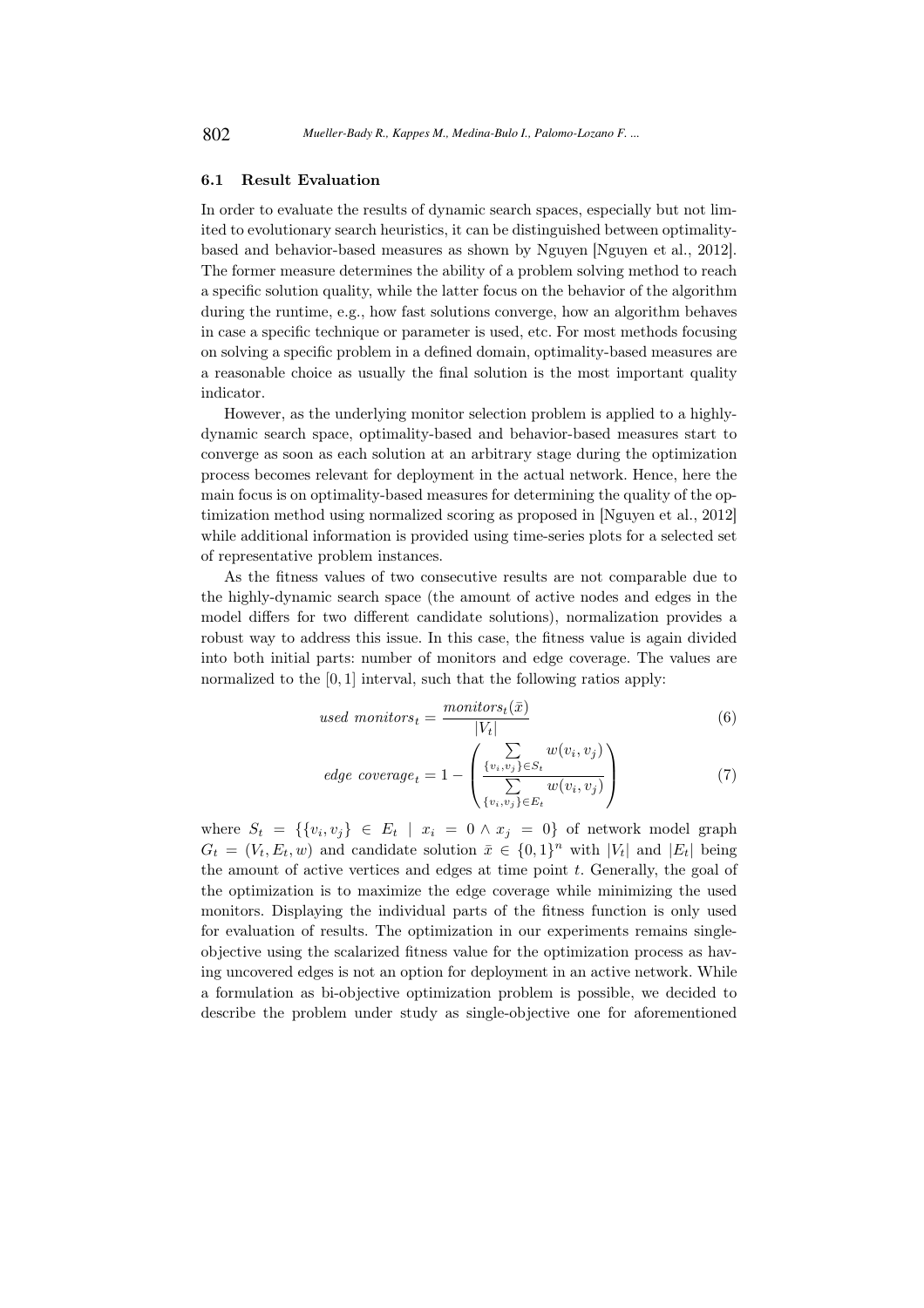### 6.1 Result Evaluation

In order to evaluate the results of dynamic search spaces, especially but not limited to evolutionary search heuristics, it can be distinguished between optimality-based and behavior-based measures as shown by Nguyen [Nguyen et al., 2012]. The former measure determines the ability of a problem solving method to reach a specific solution quality, while the latter focus on the behavior of the algorithm during the runtime, e.g., how fast solutions converge, how an algorithm behaves in case a specific technique or parameter is used, etc. For most methods focusing on solving a specific problem in a defined domain, optimality-based measures are a reasonable choice as usually the final solution is the most important quality indicator.

However, as the underlying monitor selection problem is applied to a highly-dynamic search space, optimality-based and behavior-based measures start to converge as soon as each solution at an arbitrary stage during the optimization process becomes relevant for deployment in the actual network. Hence, here the main focus is on optimality-based measures for determining the quality of the optimization method using normalized scoring as proposed in [Nguyen et al., 2012] while additional information is provided using time-series plots for a selected set of representative problem instances.

As the fitness values of two consecutive results are not comparable due to the highly-dynamic search space (the amount of active nodes and edges in the model differs for two different candidate solutions), normalization provides a robust way to address this issue. In this case, the fitness value is again divided into both initial parts: number of monitors and edge coverage. The values are normalized to the $[0, 1]$ interval, such that the following ratios apply:

$$used\ monitors_t = \frac{monitors_t(\bar{x})}{|V_t|} \tag{6}$$

$$edge\ coverage_t = 1 - \left( \frac{\sum\limits_{\{v_i, v_j\} \in S_t} w(v_i, v_j)}{\sum\limits_{\{v_i, v_j\} \in E_t} w(v_i, v_j)} \right) \tag{7}$$

where $S_t = \{\{v_i, v_j\} \in E_t \mid x_i = 0 \wedge x_j = 0\}$ of network model graph $G_t = (V_t, E_t, w)$ and candidate solution $\bar{x} \in \{0, 1\}^n$ with $|V_t|$ and $|E_t|$ being the amount of active vertices and edges at time point $t$. Generally, the goal of the optimization is to maximize the edge coverage while minimizing the used monitors. Displaying the individual parts of the fitness function is only used for evaluation of results. The optimization in our experiments remains single-objective using the scalarized fitness value for the optimization process as having uncovered edges is not an option for deployment in an active network. While a formulation as bi-objective optimization problem is possible, we decided to describe the problem under study as single-objective one for aforementioned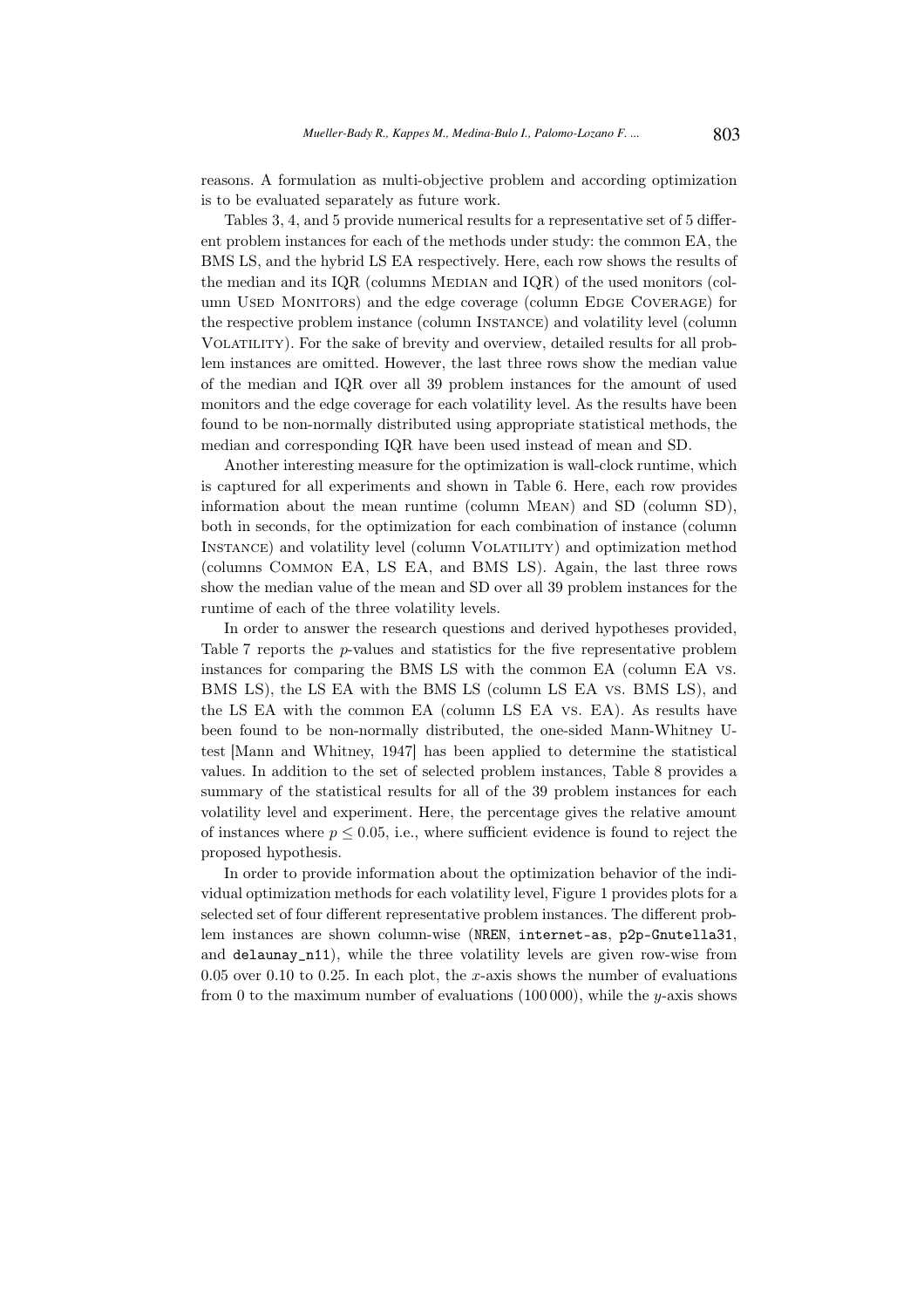reasons. A formulation as multi-objective problem and according optimization is to be evaluated separately as future work.

Tables 3, 4, and 5 provide numerical results for a representative set of 5 different problem instances for each of the methods under study: the common EA, the BMS LS, and the hybrid LS EA respectively. Here, each row shows the results of the median and its IQR (columns Median and IQR) of the used monitors (column Used Monitors) and the edge coverage (column Edge Coverage) for the respective problem instance (column Instance) and volatility level (column Volatility). For the sake of brevity and overview, detailed results for all problem instances are omitted. However, the last three rows show the median value of the median and IQR over all 39 problem instances for the amount of used monitors and the edge coverage for each volatility level. As the results have been found to be non-normally distributed using appropriate statistical methods, the median and corresponding IQR have been used instead of mean and SD.

Another interesting measure for the optimization is wall-clock runtime, which is captured for all experiments and shown in Table 6. Here, each row provides information about the mean runtime (column Mean) and SD (column SD), both in seconds, for the optimization for each combination of instance (column Instance) and volatility level (column Volatility) and optimization method (columns Common EA, LS EA, and BMS LS). Again, the last three rows show the median value of the mean and SD over all 39 problem instances for the runtime of each of the three volatility levels.

In order to answer the research questions and derived hypotheses provided, Table 7 reports the $p$-values and statistics for the five representative problem instances for comparing the BMS LS with the common EA (column EA vs. BMS LS), the LS EA with the BMS LS (column LS EA vs. BMS LS), and the LS EA with the common EA (column LS EA vs. EA). As results have been found to be non-normally distributed, the one-sided Mann-Whitney U-test [Mann and Whitney, 1947] has been applied to determine the statistical values. In addition to the set of selected problem instances, Table 8 provides a summary of the statistical results for all of the 39 problem instances for each volatility level and experiment. Here, the percentage gives the relative amount of instances where $p \leq 0.05$, i.e., where sufficient evidence is found to reject the proposed hypothesis.

In order to provide information about the optimization behavior of the individual optimization methods for each volatility level, Figure 1 provides plots for a selected set of four different representative problem instances. The different problem instances are shown column-wise (`NREN`, `internet-as`, `p2p-Gnutella31`, and `delaunay_n11`), while the three volatility levels are given row-wise from 0.05 over 0.10 to 0.25. In each plot, the $x$-axis shows the number of evaluations from 0 to the maximum number of evaluations (100 000), while the $y$-axis shows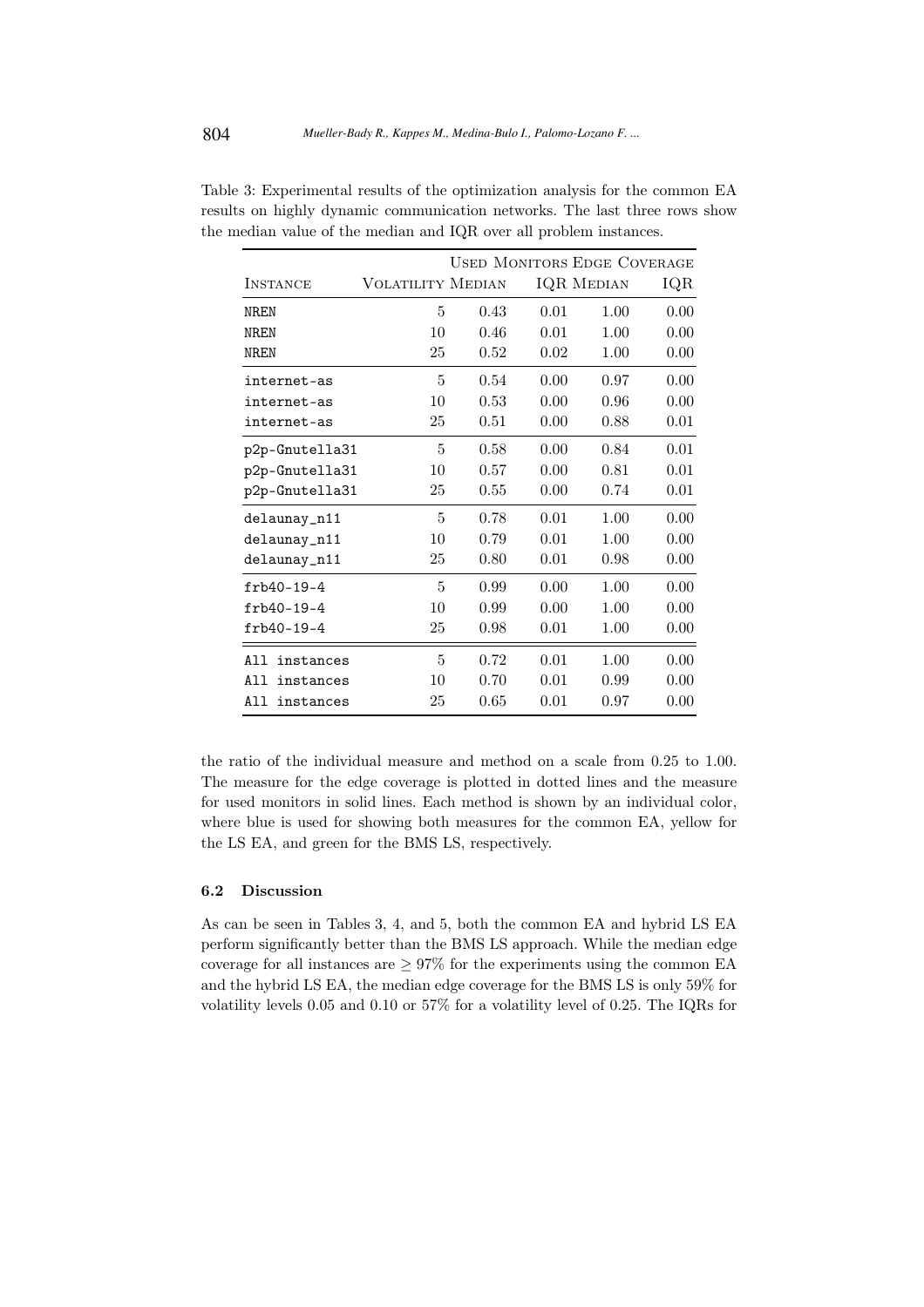Table 3: Experimental results of the optimization analysis for the common EA results on highly dynamic communication networks. The last three rows show the median value of the median and IQR over all problem instances.

| Instance | Volatility | Used Monitors Median | Used Monitors IQR | Edge Coverage Median | Edge Coverage IQR |
|---|---|---|---|---|---|
| NREN | 5 | 0.43 | 0.01 | 1.00 | 0.00 |
| NREN | 10 | 0.46 | 0.01 | 1.00 | 0.00 |
| NREN | 25 | 0.52 | 0.02 | 1.00 | 0.00 |
| internet-as | 5 | 0.54 | 0.00 | 0.97 | 0.00 |
| internet-as | 10 | 0.53 | 0.00 | 0.96 | 0.00 |
| internet-as | 25 | 0.51 | 0.00 | 0.88 | 0.01 |
| p2p-Gnutella31 | 5 | 0.58 | 0.00 | 0.84 | 0.01 |
| p2p-Gnutella31 | 10 | 0.57 | 0.00 | 0.81 | 0.01 |
| p2p-Gnutella31 | 25 | 0.55 | 0.00 | 0.74 | 0.01 |
| delaunay_n11 | 5 | 0.78 | 0.01 | 1.00 | 0.00 |
| delaunay_n11 | 10 | 0.79 | 0.01 | 1.00 | 0.00 |
| delaunay_n11 | 25 | 0.80 | 0.01 | 0.98 | 0.00 |
| frb40-19-4 | 5 | 0.99 | 0.00 | 1.00 | 0.00 |
| frb40-19-4 | 10 | 0.99 | 0.00 | 1.00 | 0.00 |
| frb40-19-4 | 25 | 0.98 | 0.01 | 1.00 | 0.00 |
| All instances | 5 | 0.72 | 0.01 | 1.00 | 0.00 |
| All instances | 10 | 0.70 | 0.01 | 0.99 | 0.00 |
| All instances | 25 | 0.65 | 0.01 | 0.97 | 0.00 |

the ratio of the individual measure and method on a scale from 0.25 to 1.00. The measure for the edge coverage is plotted in dotted lines and the measure for used monitors in solid lines. Each method is shown by an individual color, where blue is used for showing both measures for the common EA, yellow for the LS EA, and green for the BMS LS, respectively.

### 6.2 Discussion

As can be seen in Tables 3, 4, and 5, both the common EA and hybrid LS EA perform significantly better than the BMS LS approach. While the median edge coverage for all instances are $\geq 97\%$ for the experiments using the common EA and the hybrid LS EA, the median edge coverage for the BMS LS is only 59% for volatility levels 0.05 and 0.10 or 57% for a volatility level of 0.25. The IQRs for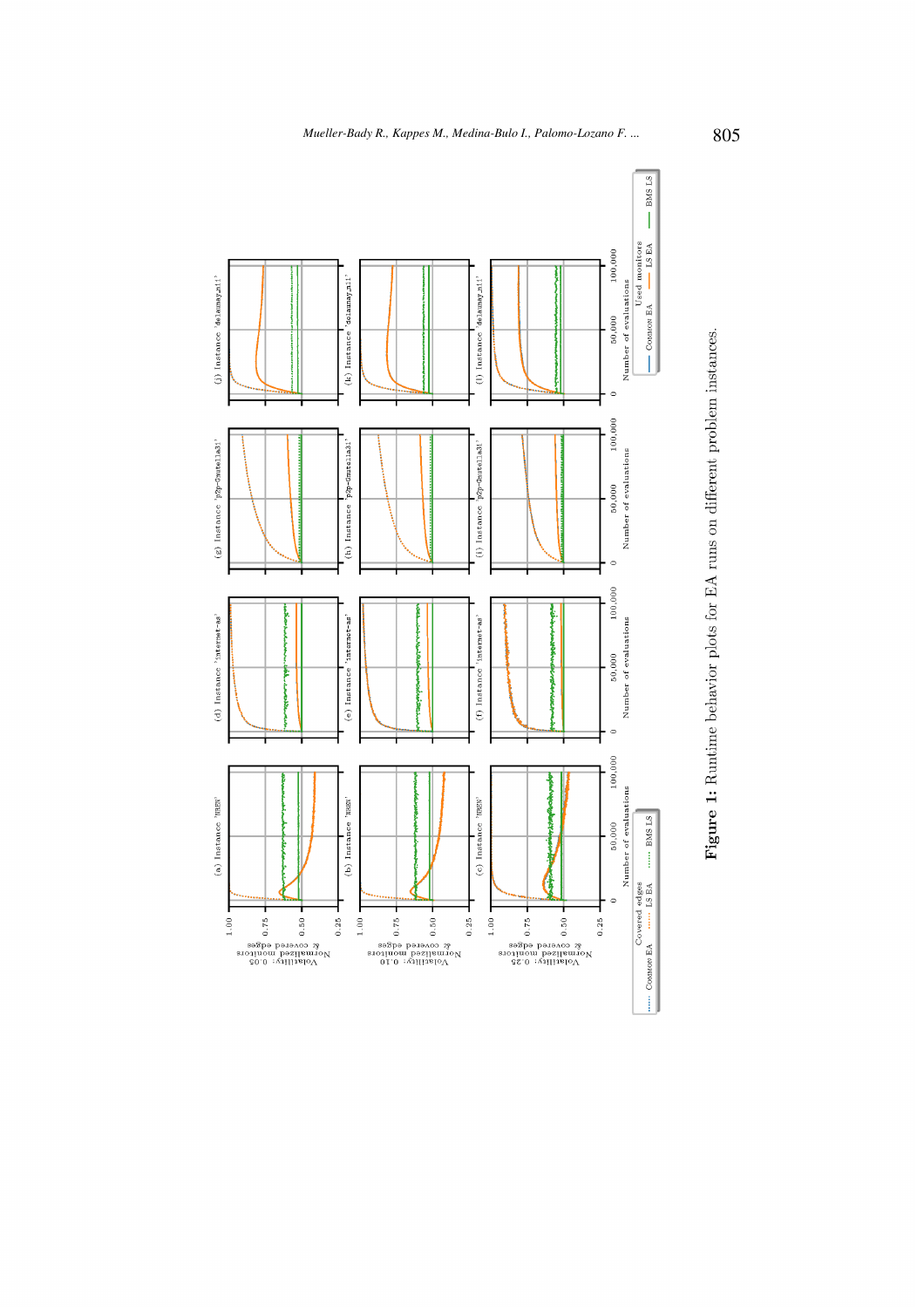**Figure 1:** Runtime behavior plots for EA runs on different problem instances.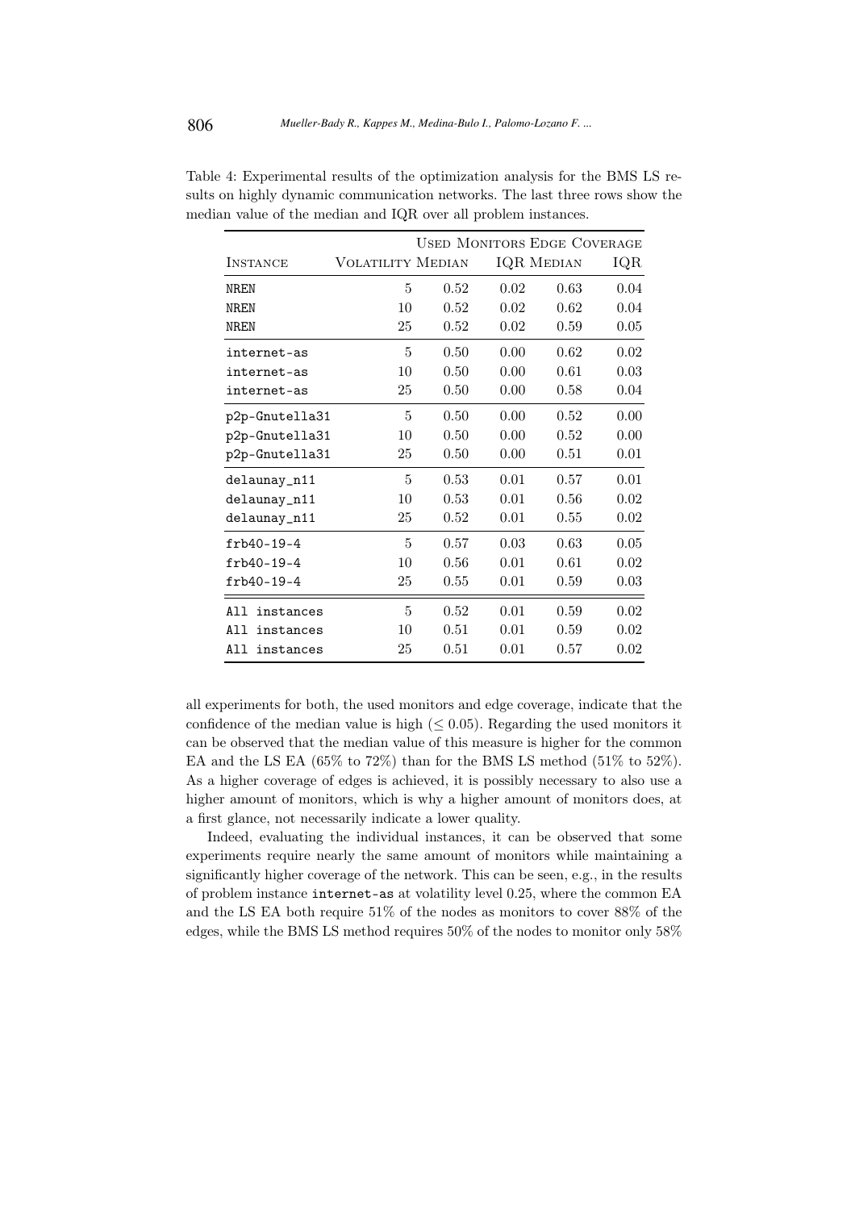Table 4: Experimental results of the optimization analysis for the BMS LS results on highly dynamic communication networks. The last three rows show the median value of the median and IQR over all problem instances.

| Instance | Volatility | Used Monitors Median | IQR | Edge Coverage Median | IQR |
|---|---|---|---|---|---|
| NREN | 5 | 0.52 | 0.02 | 0.63 | 0.04 |
| NREN | 10 | 0.52 | 0.02 | 0.62 | 0.04 |
| NREN | 25 | 0.52 | 0.02 | 0.59 | 0.05 |
| internet-as | 5 | 0.50 | 0.00 | 0.62 | 0.02 |
| internet-as | 10 | 0.50 | 0.00 | 0.61 | 0.03 |
| internet-as | 25 | 0.50 | 0.00 | 0.58 | 0.04 |
| p2p-Gnutella31 | 5 | 0.50 | 0.00 | 0.52 | 0.00 |
| p2p-Gnutella31 | 10 | 0.50 | 0.00 | 0.52 | 0.00 |
| p2p-Gnutella31 | 25 | 0.50 | 0.00 | 0.51 | 0.01 |
| delaunay_n11 | 5 | 0.53 | 0.01 | 0.57 | 0.01 |
| delaunay_n11 | 10 | 0.53 | 0.01 | 0.56 | 0.02 |
| delaunay_n11 | 25 | 0.52 | 0.01 | 0.55 | 0.02 |
| frb40-19-4 | 5 | 0.57 | 0.03 | 0.63 | 0.05 |
| frb40-19-4 | 10 | 0.56 | 0.01 | 0.61 | 0.02 |
| frb40-19-4 | 25 | 0.55 | 0.01 | 0.59 | 0.03 |
| All instances | 5 | 0.52 | 0.01 | 0.59 | 0.02 |
| All instances | 10 | 0.51 | 0.01 | 0.59 | 0.02 |
| All instances | 25 | 0.51 | 0.01 | 0.57 | 0.02 |

all experiments for both, the used monitors and edge coverage, indicate that the confidence of the median value is high ($\leq 0.05$). Regarding the used monitors it can be observed that the median value of this measure is higher for the common EA and the LS EA (65% to 72%) than for the BMS LS method (51% to 52%). As a higher coverage of edges is achieved, it is possibly necessary to also use a higher amount of monitors, which is why a higher amount of monitors does, at a first glance, not necessarily indicate a lower quality.

Indeed, evaluating the individual instances, it can be observed that some experiments require nearly the same amount of monitors while maintaining a significantly higher coverage of the network. This can be seen, e.g., in the results of problem instance internet-as at volatility level 0.25, where the common EA and the LS EA both require 51% of the nodes as monitors to cover 88% of the edges, while the BMS LS method requires 50% of the nodes to monitor only 58%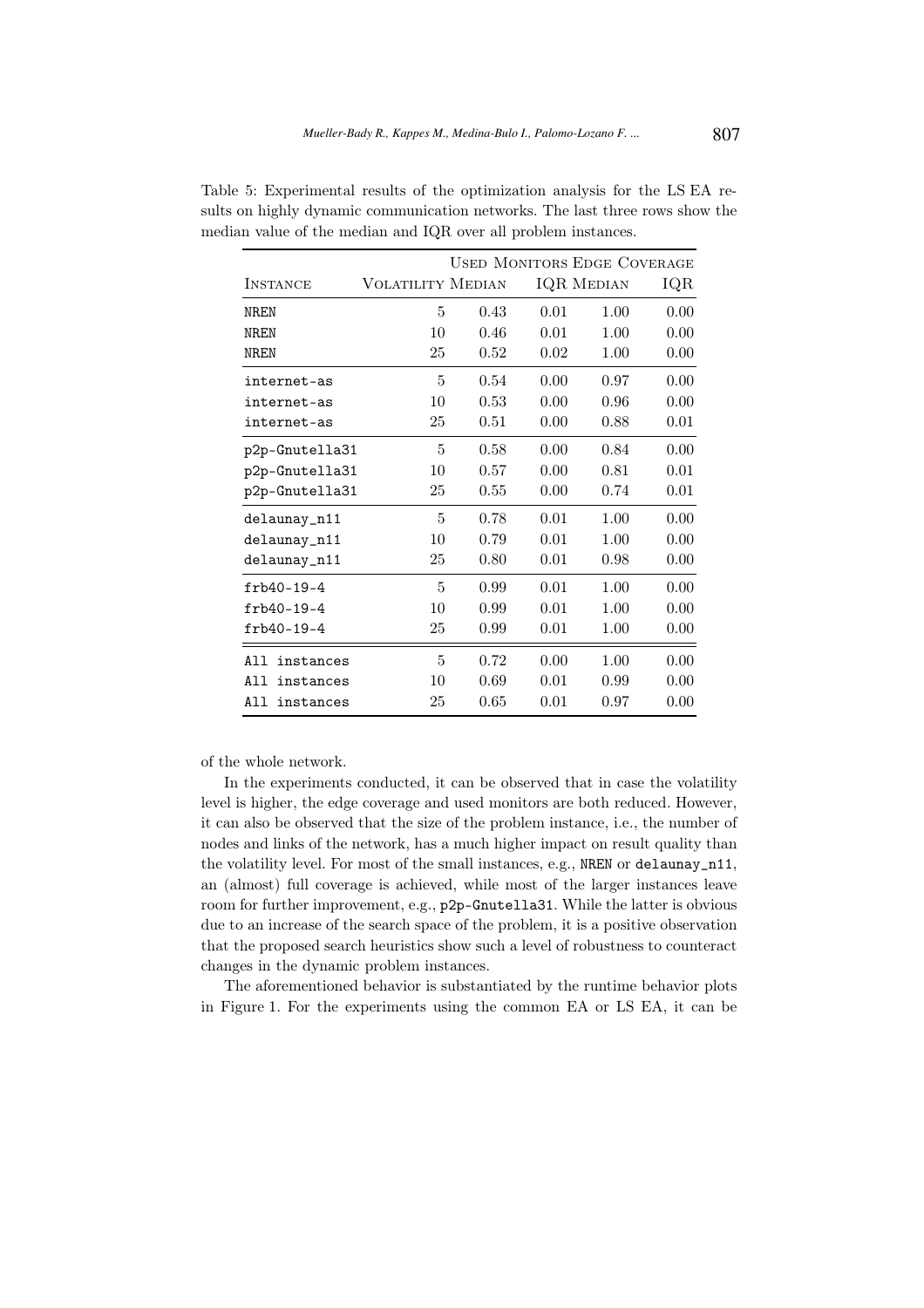Table 5: Experimental results of the optimization analysis for the LS EA results on highly dynamic communication networks. The last three rows show the median value of the median and IQR over all problem instances.

| Instance | Volatility | Used Monitors Median | Used Monitors IQR | Edge Coverage Median | Edge Coverage IQR |
|---|---|---|---|---|---|
| NREN | 5 | 0.43 | 0.01 | 1.00 | 0.00 |
| NREN | 10 | 0.46 | 0.01 | 1.00 | 0.00 |
| NREN | 25 | 0.52 | 0.02 | 1.00 | 0.00 |
| internet-as | 5 | 0.54 | 0.00 | 0.97 | 0.00 |
| internet-as | 10 | 0.53 | 0.00 | 0.96 | 0.00 |
| internet-as | 25 | 0.51 | 0.00 | 0.88 | 0.01 |
| p2p-Gnutella31 | 5 | 0.58 | 0.00 | 0.84 | 0.00 |
| p2p-Gnutella31 | 10 | 0.57 | 0.00 | 0.81 | 0.01 |
| p2p-Gnutella31 | 25 | 0.55 | 0.00 | 0.74 | 0.01 |
| delaunay_n11 | 5 | 0.78 | 0.01 | 1.00 | 0.00 |
| delaunay_n11 | 10 | 0.79 | 0.01 | 1.00 | 0.00 |
| delaunay_n11 | 25 | 0.80 | 0.01 | 0.98 | 0.00 |
| frb40-19-4 | 5 | 0.99 | 0.01 | 1.00 | 0.00 |
| frb40-19-4 | 10 | 0.99 | 0.01 | 1.00 | 0.00 |
| frb40-19-4 | 25 | 0.99 | 0.01 | 1.00 | 0.00 |
| All instances | 5 | 0.72 | 0.00 | 1.00 | 0.00 |
| All instances | 10 | 0.69 | 0.01 | 0.99 | 0.00 |
| All instances | 25 | 0.65 | 0.01 | 0.97 | 0.00 |

of the whole network.

In the experiments conducted, it can be observed that in case the volatility level is higher, the edge coverage and used monitors are both reduced. However, it can also be observed that the size of the problem instance, i.e., the number of nodes and links of the network, has a much higher impact on result quality than the volatility level. For most of the small instances, e.g., NREN or delaunay_n11, an (almost) full coverage is achieved, while most of the larger instances leave room for further improvement, e.g., p2p-Gnutella31. While the latter is obvious due to an increase of the search space of the problem, it is a positive observation that the proposed search heuristics show such a level of robustness to counteract changes in the dynamic problem instances.

The aforementioned behavior is substantiated by the runtime behavior plots in Figure 1. For the experiments using the common EA or LS EA, it can be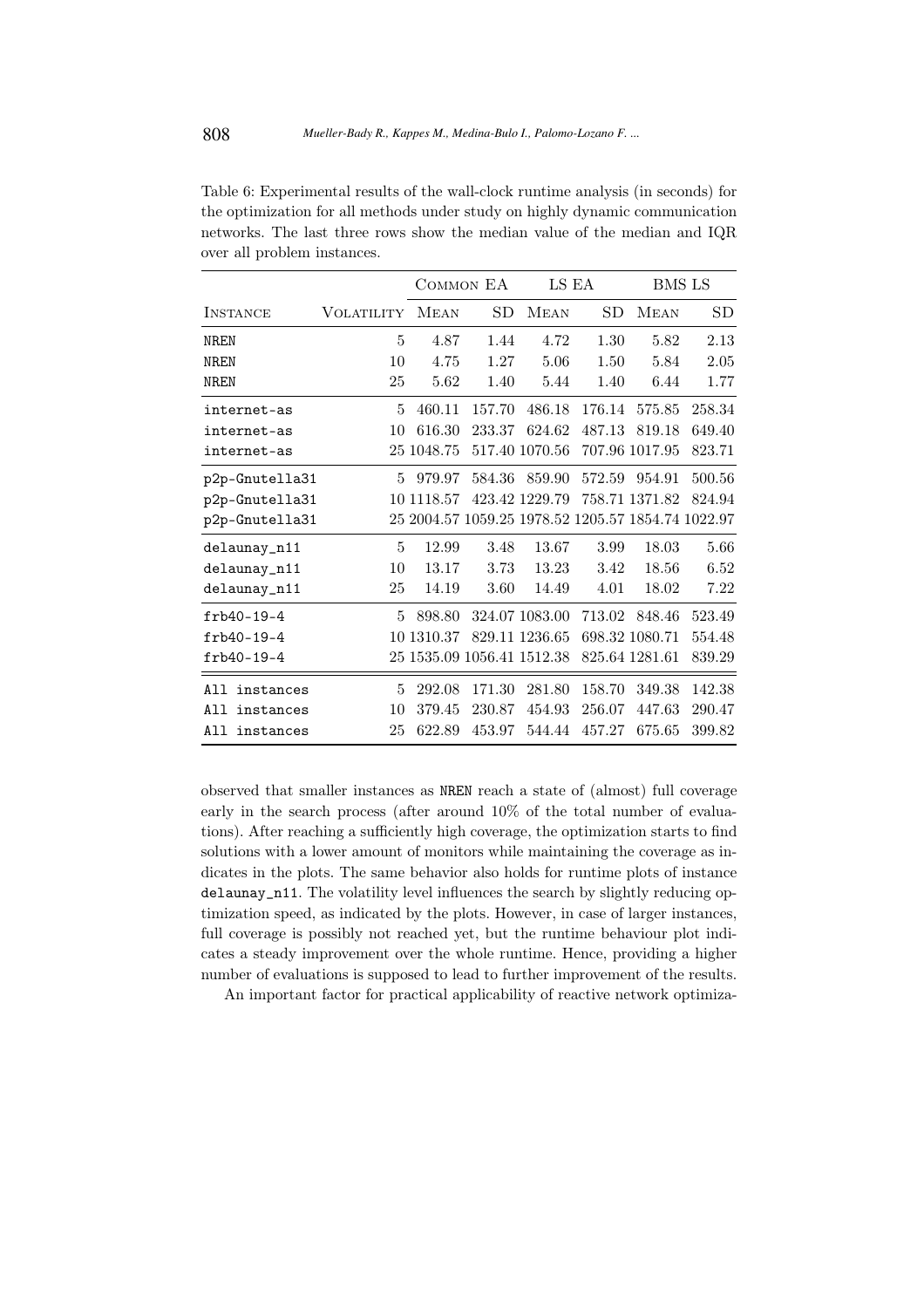Table 6: Experimental results of the wall-clock runtime analysis (in seconds) for the optimization for all methods under study on highly dynamic communication networks. The last three rows show the median value of the median and IQR over all problem instances.

| | | Common EA | | LS EA | | BMS LS | |
|---|---|---|---|---|---|---|---|
| Instance | Volatility | Mean | SD | Mean | SD | Mean | SD |
| NREN | 5 | 4.87 | 1.44 | 4.72 | 1.30 | 5.82 | 2.13 |
| NREN | 10 | 4.75 | 1.27 | 5.06 | 1.50 | 5.84 | 2.05 |
| NREN | 25 | 5.62 | 1.40 | 5.44 | 1.40 | 6.44 | 1.77 |
| internet-as | 5 | 460.11 | 157.70 | 486.18 | 176.14 | 575.85 | 258.34 |
| internet-as | 10 | 616.30 | 233.37 | 624.62 | 487.13 | 819.18 | 649.40 |
| internet-as | 25 | 1048.75 | 517.40 | 1070.56 | 707.96 | 1017.95 | 823.71 |
| p2p-Gnutella31 | 5 | 979.97 | 584.36 | 859.90 | 572.59 | 954.91 | 500.56 |
| p2p-Gnutella31 | 10 | 1118.57 | 423.42 | 1229.79 | 758.71 | 1371.82 | 824.94 |
| p2p-Gnutella31 | 25 | 2004.57 | 1059.25 | 1978.52 | 1205.57 | 1854.74 | 1022.97 |
| delaunay_n11 | 5 | 12.99 | 3.48 | 13.67 | 3.99 | 18.03 | 5.66 |
| delaunay_n11 | 10 | 13.17 | 3.73 | 13.23 | 3.42 | 18.56 | 6.52 |
| delaunay_n11 | 25 | 14.19 | 3.60 | 14.49 | 4.01 | 18.02 | 7.22 |
| frb40-19-4 | 5 | 898.80 | 324.07 | 1083.00 | 713.02 | 848.46 | 523.49 |
| frb40-19-4 | 10 | 1310.37 | 829.11 | 1236.65 | 698.32 | 1080.71 | 554.48 |
| frb40-19-4 | 25 | 1535.09 | 1056.41 | 1512.38 | 825.64 | 1281.61 | 839.29 |
| All instances | 5 | 292.08 | 171.30 | 281.80 | 158.70 | 349.38 | 142.38 |
| All instances | 10 | 379.45 | 230.87 | 454.93 | 256.07 | 447.63 | 290.47 |
| All instances | 25 | 622.89 | 453.97 | 544.44 | 457.27 | 675.65 | 399.82 |

observed that smaller instances as NREN reach a state of (almost) full coverage early in the search process (after around 10% of the total number of evaluations). After reaching a sufficiently high coverage, the optimization starts to find solutions with a lower amount of monitors while maintaining the coverage as indicates in the plots. The same behavior also holds for runtime plots of instance delaunay_n11. The volatility level influences the search by slightly reducing optimization speed, as indicated by the plots. However, in case of larger instances, full coverage is possibly not reached yet, but the runtime behaviour plot indicates a steady improvement over the whole runtime. Hence, providing a higher number of evaluations is supposed to lead to further improvement of the results.

An important factor for practical applicability of reactive network optimiza-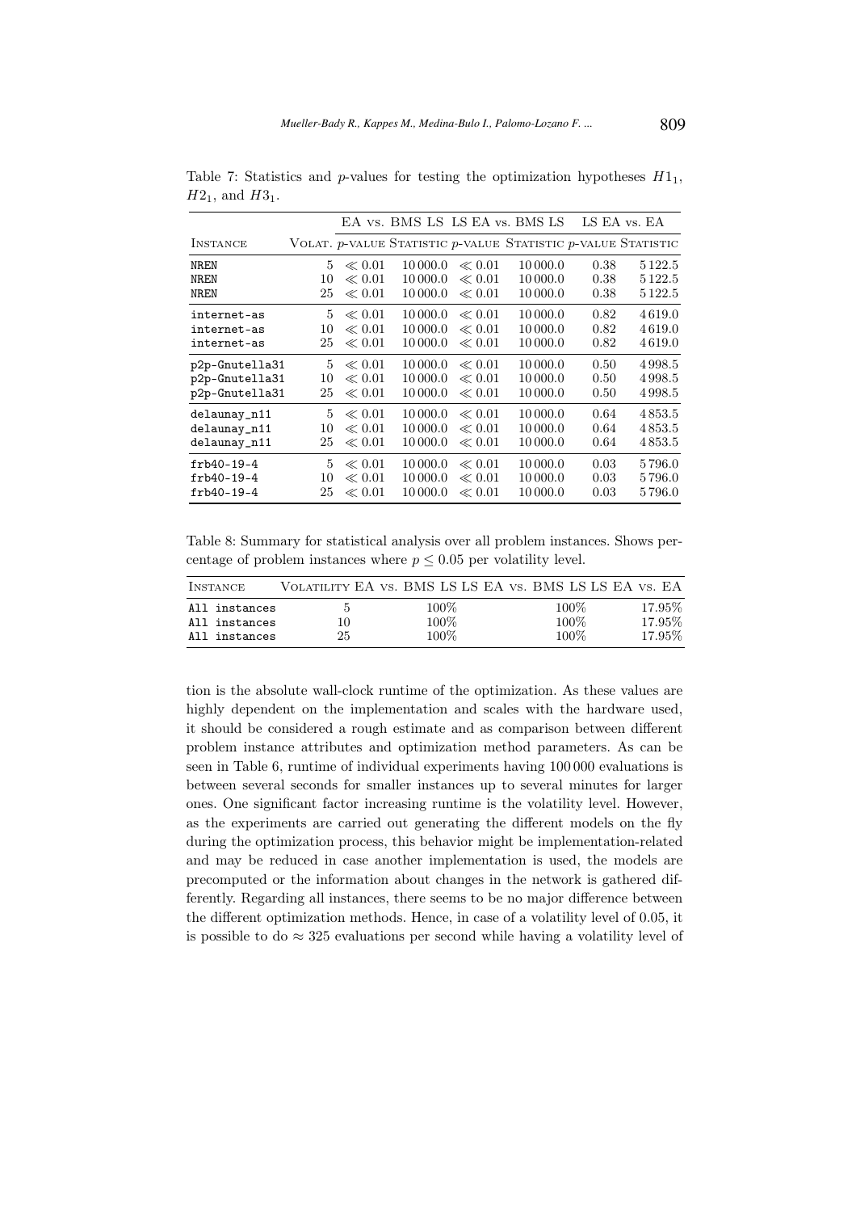Table 7: Statistics and $p$-values for testing the optimization hypotheses $H1_1$, $H2_1$, and $H3_1$.

| | | EA vs. BMS LS | | LS EA vs. BMS LS | | LS EA vs. EA | |
|---|---|---|---|---|---|---|---|
| Instance | Volat. | $p$-value | Statistic | $p$-value | Statistic | $p$-value | Statistic |
| NREN | 5 | $\ll 0.01$ | 10 000.0 | $\ll 0.01$ | 10 000.0 | 0.38 | 5 122.5 |
| NREN | 10 | $\ll 0.01$ | 10 000.0 | $\ll 0.01$ | 10 000.0 | 0.38 | 5 122.5 |
| NREN | 25 | $\ll 0.01$ | 10 000.0 | $\ll 0.01$ | 10 000.0 | 0.38 | 5 122.5 |
| internet-as | 5 | $\ll 0.01$ | 10 000.0 | $\ll 0.01$ | 10 000.0 | 0.82 | 4 619.0 |
| internet-as | 10 | $\ll 0.01$ | 10 000.0 | $\ll 0.01$ | 10 000.0 | 0.82 | 4 619.0 |
| internet-as | 25 | $\ll 0.01$ | 10 000.0 | $\ll 0.01$ | 10 000.0 | 0.82 | 4 619.0 |
| p2p-Gnutella31 | 5 | $\ll 0.01$ | 10 000.0 | $\ll 0.01$ | 10 000.0 | 0.50 | 4 998.5 |
| p2p-Gnutella31 | 10 | $\ll 0.01$ | 10 000.0 | $\ll 0.01$ | 10 000.0 | 0.50 | 4 998.5 |
| p2p-Gnutella31 | 25 | $\ll 0.01$ | 10 000.0 | $\ll 0.01$ | 10 000.0 | 0.50 | 4 998.5 |
| delaunay_n11 | 5 | $\ll 0.01$ | 10 000.0 | $\ll 0.01$ | 10 000.0 | 0.64 | 4 853.5 |
| delaunay_n11 | 10 | $\ll 0.01$ | 10 000.0 | $\ll 0.01$ | 10 000.0 | 0.64 | 4 853.5 |
| delaunay_n11 | 25 | $\ll 0.01$ | 10 000.0 | $\ll 0.01$ | 10 000.0 | 0.64 | 4 853.5 |
| frb40-19-4 | 5 | $\ll 0.01$ | 10 000.0 | $\ll 0.01$ | 10 000.0 | 0.03 | 5 796.0 |
| frb40-19-4 | 10 | $\ll 0.01$ | 10 000.0 | $\ll 0.01$ | 10 000.0 | 0.03 | 5 796.0 |
| frb40-19-4 | 25 | $\ll 0.01$ | 10 000.0 | $\ll 0.01$ | 10 000.0 | 0.03 | 5 796.0 |

Table 8: Summary for statistical analysis over all problem instances. Shows percentage of problem instances where $p \leq 0.05$ per volatility level.

| Instance | Volatility | EA vs. BMS LS | LS EA vs. BMS LS | LS EA vs. EA |
|---|---|---|---|---|
| All instances | 5 | 100% | 100% | 17.95% |
| All instances | 10 | 100% | 100% | 17.95% |
| All instances | 25 | 100% | 100% | 17.95% |

tion is the absolute wall-clock runtime of the optimization. As these values are highly dependent on the implementation and scales with the hardware used, it should be considered a rough estimate and as comparison between different problem instance attributes and optimization method parameters. As can be seen in Table 6, runtime of individual experiments having 100 000 evaluations is between several seconds for smaller instances up to several minutes for larger ones. One significant factor increasing runtime is the volatility level. However, as the experiments are carried out generating the different models on the fly during the optimization process, this behavior might be implementation-related and may be reduced in case another implementation is used, the models are precomputed or the information about changes in the network is gathered differently. Regarding all instances, there seems to be no major difference between the different optimization methods. Hence, in case of a volatility level of 0.05, it is possible to do $\approx 325$ evaluations per second while having a volatility level of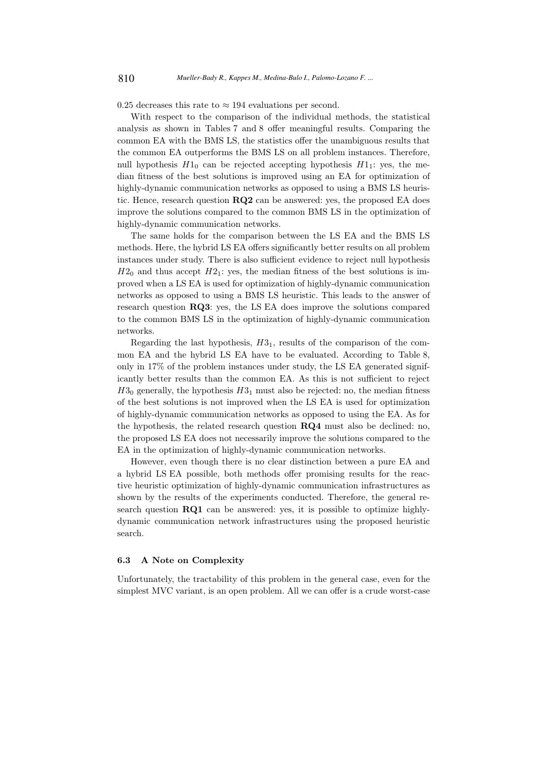0.25 decreases this rate to $\approx 194$ evaluations per second.

With respect to the comparison of the individual methods, the statistical analysis as shown in Tables 7 and 8 offer meaningful results. Comparing the common EA with the BMS LS, the statistics offer the unambiguous results that the common EA outperforms the BMS LS on all problem instances. Therefore, null hypothesis $H1_0$ can be rejected accepting hypothesis $H1_1$: yes, the median fitness of the best solutions is improved using an EA for optimization of highly-dynamic communication networks as opposed to using a BMS LS heuristic. Hence, research question **RQ2** can be answered: yes, the proposed EA does improve the solutions compared to the common BMS LS in the optimization of highly-dynamic communication networks.

The same holds for the comparison between the LS EA and the BMS LS methods. Here, the hybrid LS EA offers significantly better results on all problem instances under study. There is also sufficient evidence to reject null hypothesis $H2_0$ and thus accept $H2_1$: yes, the median fitness of the best solutions is improved when a LS EA is used for optimization of highly-dynamic communication networks as opposed to using a BMS LS heuristic. This leads to the answer of research question **RQ3**: yes, the LS EA does improve the solutions compared to the common BMS LS in the optimization of highly-dynamic communication networks.

Regarding the last hypothesis, $H3_1$, results of the comparison of the common EA and the hybrid LS EA have to be evaluated. According to Table 8, only in 17% of the problem instances under study, the LS EA generated significantly better results than the common EA. As this is not sufficient to reject $H3_0$ generally, the hypothesis $H3_1$ must also be rejected: no, the median fitness of the best solutions is not improved when the LS EA is used for optimization of highly-dynamic communication networks as opposed to using the EA. As for the hypothesis, the related research question **RQ4** must also be declined: no, the proposed LS EA does not necessarily improve the solutions compared to the EA in the optimization of highly-dynamic communication networks.

However, even though there is no clear distinction between a pure EA and a hybrid LS EA possible, both methods offer promising results for the reactive heuristic optimization of highly-dynamic communication infrastructures as shown by the results of the experiments conducted. Therefore, the general research question **RQ1** can be answered: yes, it is possible to optimize highly-dynamic communication network infrastructures using the proposed heuristic search.

### 6.3 A Note on Complexity

Unfortunately, the tractability of this problem in the general case, even for the simplest MVC variant, is an open problem. All we can offer is a crude worst-case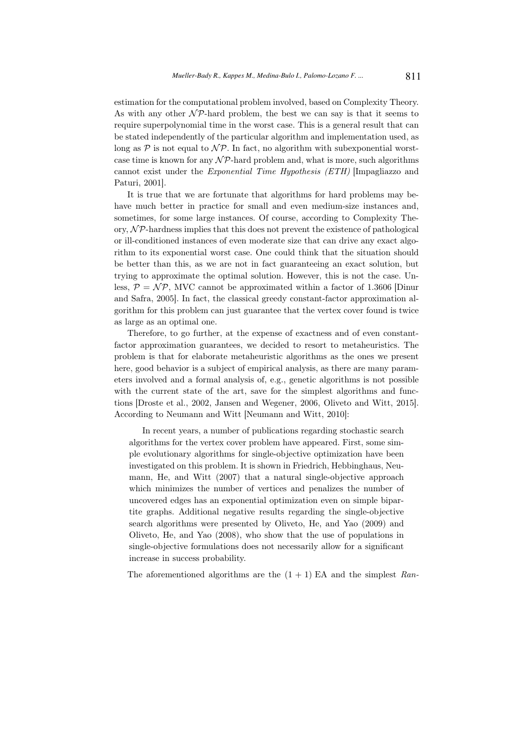estimation for the computational problem involved, based on Complexity Theory. As with any other $\mathcal{NP}$-hard problem, the best we can say is that it seems to require superpolynomial time in the worst case. This is a general result that can be stated independently of the particular algorithm and implementation used, as long as $\mathcal{P}$ is not equal to $\mathcal{NP}$. In fact, no algorithm with subexponential worst-case time is known for any $\mathcal{NP}$-hard problem and, what is more, such algorithms cannot exist under the *Exponential Time Hypothesis (ETH)* [Impagliazzo and Paturi, 2001].

It is true that we are fortunate that algorithms for hard problems may behave much better in practice for small and even medium-size instances and, sometimes, for some large instances. Of course, according to Complexity Theory, $\mathcal{NP}$-hardness implies that this does not prevent the existence of pathological or ill-conditioned instances of even moderate size that can drive any exact algorithm to its exponential worst case. One could think that the situation should be better than this, as we are not in fact guaranteeing an exact solution, but trying to approximate the optimal solution. However, this is not the case. Unless, $\mathcal{P} = \mathcal{NP}$, MVC cannot be approximated within a factor of 1.3606 [Dinur and Safra, 2005]. In fact, the classical greedy constant-factor approximation algorithm for this problem can just guarantee that the vertex cover found is twice as large as an optimal one.

Therefore, to go further, at the expense of exactness and of even constant-factor approximation guarantees, we decided to resort to metaheuristics. The problem is that for elaborate metaheuristic algorithms as the ones we present here, good behavior is a subject of empirical analysis, as there are many parameters involved and a formal analysis of, e.g., genetic algorithms is not possible with the current state of the art, save for the simplest algorithms and functions [Droste et al., 2002, Jansen and Wegener, 2006, Oliveto and Witt, 2015]. According to Neumann and Witt [Neumann and Witt, 2010]:

> In recent years, a number of publications regarding stochastic search algorithms for the vertex cover problem have appeared. First, some simple evolutionary algorithms for single-objective optimization have been investigated on this problem. It is shown in Friedrich, Hebbinghaus, Neumann, He, and Witt (2007) that a natural single-objective approach which minimizes the number of vertices and penalizes the number of uncovered edges has an exponential optimization even on simple bipartite graphs. Additional negative results regarding the single-objective search algorithms were presented by Oliveto, He, and Yao (2009) and Oliveto, He, and Yao (2008), who show that the use of populations in single-objective formulations does not necessarily allow for a significant increase in success probability.

The aforementioned algorithms are the $(1 + 1)$ EA and the simplest *Ran-*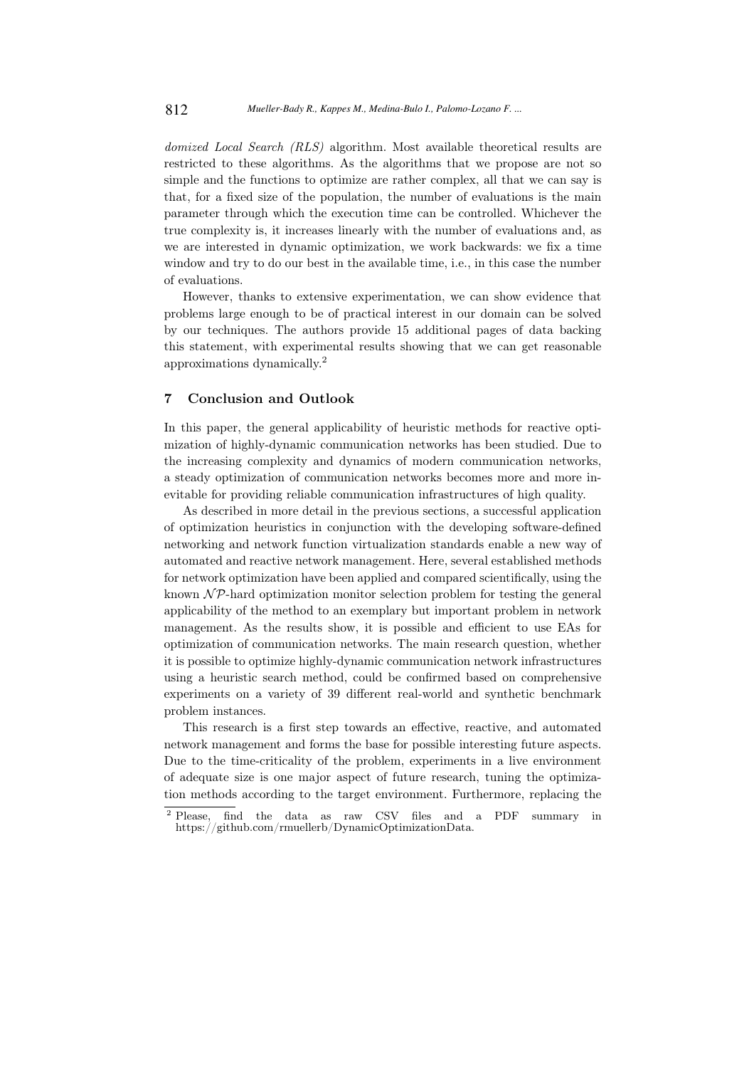*domized Local Search (RLS)* algorithm. Most available theoretical results are restricted to these algorithms. As the algorithms that we propose are not so simple and the functions to optimize are rather complex, all that we can say is that, for a fixed size of the population, the number of evaluations is the main parameter through which the execution time can be controlled. Whichever the true complexity is, it increases linearly with the number of evaluations and, as we are interested in dynamic optimization, we work backwards: we fix a time window and try to do our best in the available time, i.e., in this case the number of evaluations.

However, thanks to extensive experimentation, we can show evidence that problems large enough to be of practical interest in our domain can be solved by our techniques. The authors provide 15 additional pages of data backing this statement, with experimental results showing that we can get reasonable approximations dynamically.[2]

## 7 Conclusion and Outlook

In this paper, the general applicability of heuristic methods for reactive optimization of highly-dynamic communication networks has been studied. Due to the increasing complexity and dynamics of modern communication networks, a steady optimization of communication networks becomes more and more inevitable for providing reliable communication infrastructures of high quality.

As described in more detail in the previous sections, a successful application of optimization heuristics in conjunction with the developing software-defined networking and network function virtualization standards enable a new way of automated and reactive network management. Here, several established methods for network optimization have been applied and compared scientifically, using the known $\mathcal{NP}$-hard optimization monitor selection problem for testing the general applicability of the method to an exemplary but important problem in network management. As the results show, it is possible and efficient to use EAs for optimization of communication networks. The main research question, whether it is possible to optimize highly-dynamic communication network infrastructures using a heuristic search method, could be confirmed based on comprehensive experiments on a variety of 39 different real-world and synthetic benchmark problem instances.

This research is a first step towards an effective, reactive, and automated network management and forms the base for possible interesting future aspects. Due to the time-criticality of the problem, experiments in a live environment of adequate size is one major aspect of future research, tuning the optimization methods according to the target environment. Furthermore, replacing the

[2] Please, find the data as raw CSV files and a PDF summary in https://github.com/rmuellerb/DynamicOptimizationData.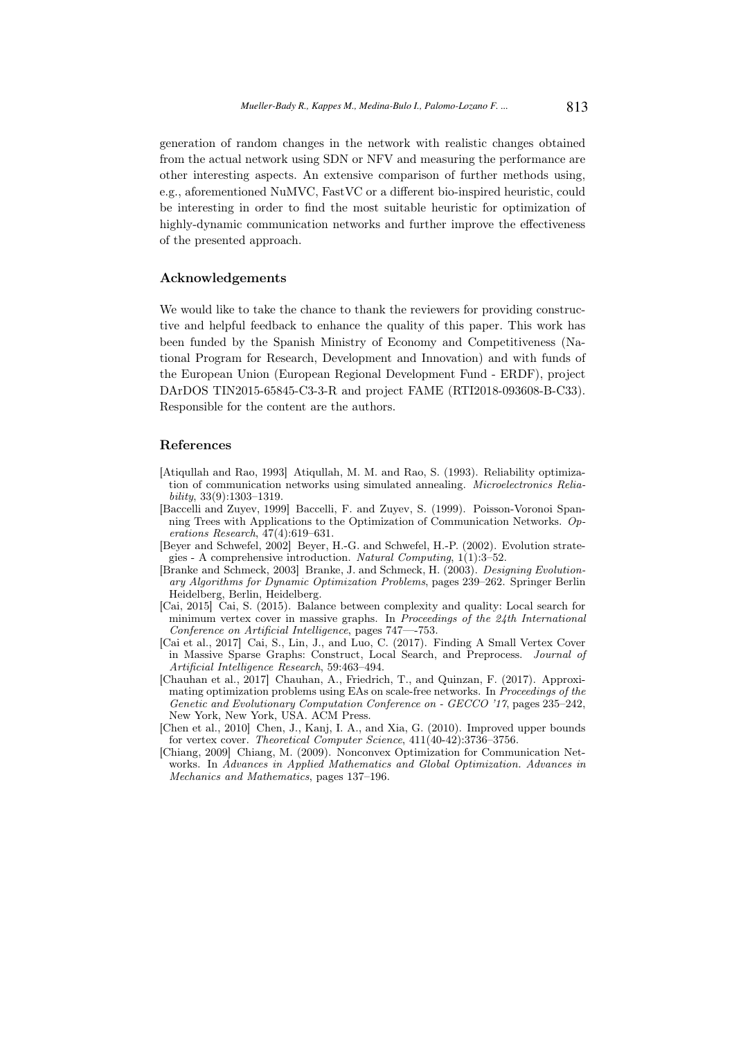generation of random changes in the network with realistic changes obtained from the actual network using SDN or NFV and measuring the performance are other interesting aspects. An extensive comparison of further methods using, e.g., aforementioned NuMVC, FastVC or a different bio-inspired heuristic, could be interesting in order to find the most suitable heuristic for optimization of highly-dynamic communication networks and further improve the effectiveness of the presented approach.

## Acknowledgements

We would like to take the chance to thank the reviewers for providing constructive and helpful feedback to enhance the quality of this paper. This work has been funded by the Spanish Ministry of Economy and Competitiveness (National Program for Research, Development and Innovation) and with funds of the European Union (European Regional Development Fund - ERDF), project DArDOS TIN2015-65845-C3-3-R and project FAME (RTI2018-093608-B-C33). Responsible for the content are the authors.

## References

[Atiqullah and Rao, 1993] Atiqullah, M. M. and Rao, S. (1993). Reliability optimization of communication networks using simulated annealing. *Microelectronics Reliability*, 33(9):1303–1319.

[Baccelli and Zuyev, 1999] Baccelli, F. and Zuyev, S. (1999). Poisson-Voronoi Spanning Trees with Applications to the Optimization of Communication Networks. *Operations Research*, 47(4):619–631.

[Beyer and Schwefel, 2002] Beyer, H.-G. and Schwefel, H.-P. (2002). Evolution strategies - A comprehensive introduction. *Natural Computing*, 1(1):3–52.

[Branke and Schmeck, 2003] Branke, J. and Schmeck, H. (2003). *Designing Evolutionary Algorithms for Dynamic Optimization Problems*, pages 239–262. Springer Berlin Heidelberg, Berlin, Heidelberg.

[Cai, 2015] Cai, S. (2015). Balance between complexity and quality: Local search for minimum vertex cover in massive graphs. In *Proceedings of the 24th International Conference on Artificial Intelligence*, pages 747—-753.

[Cai et al., 2017] Cai, S., Lin, J., and Luo, C. (2017). Finding A Small Vertex Cover in Massive Sparse Graphs: Construct, Local Search, and Preprocess. *Journal of Artificial Intelligence Research*, 59:463–494.

[Chauhan et al., 2017] Chauhan, A., Friedrich, T., and Quinzan, F. (2017). Approximating optimization problems using EAs on scale-free networks. In *Proceedings of the Genetic and Evolutionary Computation Conference on - GECCO '17*, pages 235–242, New York, New York, USA. ACM Press.

[Chen et al., 2010] Chen, J., Kanj, I. A., and Xia, G. (2010). Improved upper bounds for vertex cover. *Theoretical Computer Science*, 411(40-42):3736–3756.

[Chiang, 2009] Chiang, M. (2009). Nonconvex Optimization for Communication Networks. In *Advances in Applied Mathematics and Global Optimization. Advances in Mechanics and Mathematics*, pages 137–196.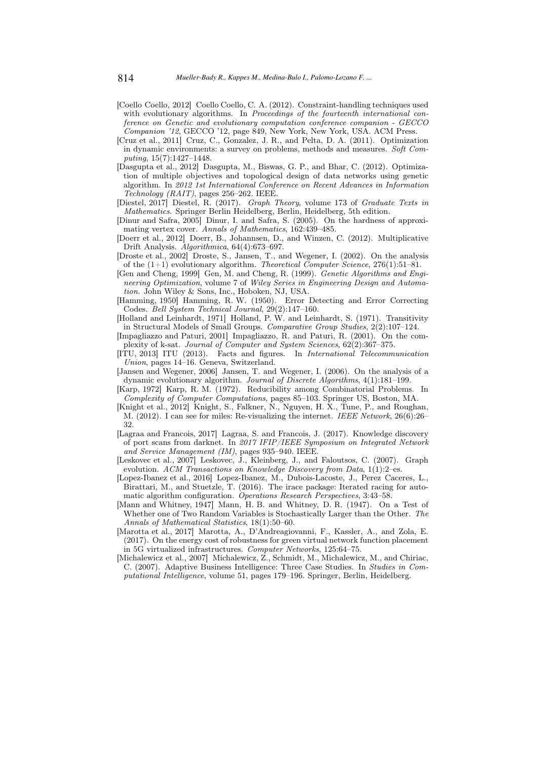[Coello Coello, 2012] Coello Coello, C. A. (2012). Constraint-handling techniques used with evolutionary algorithms. In *Proceedings of the fourteenth international conference on Genetic and evolutionary computation conference companion - GECCO Companion '12*, GECCO '12, page 849, New York, New York, USA. ACM Press.

[Cruz et al., 2011] Cruz, C., Gonzalez, J. R., and Pelta, D. A. (2011). Optimization in dynamic environments: a survey on problems, methods and measures. *Soft Computing*, 15(7):1427–1448.

[Dasgupta et al., 2012] Dasgupta, M., Biswas, G. P., and Bhar, C. (2012). Optimization of multiple objectives and topological design of data networks using genetic algorithm. In *2012 1st International Conference on Recent Advances in Information Technology (RAIT)*, pages 256–262. IEEE.

[Diestel, 2017] Diestel, R. (2017). *Graph Theory*, volume 173 of *Graduate Texts in Mathematics*. Springer Berlin Heidelberg, Berlin, Heidelberg, 5th edition.

[Dinur and Safra, 2005] Dinur, I. and Safra, S. (2005). On the hardness of approximating vertex cover. *Annals of Mathematics*, 162:439–485.

[Doerr et al., 2012] Doerr, B., Johannsen, D., and Winzen, C. (2012). Multiplicative Drift Analysis. *Algorithmica*, 64(4):673–697.

[Droste et al., 2002] Droste, S., Jansen, T., and Wegener, I. (2002). On the analysis of the (1+1) evolutionary algorithm. *Theoretical Computer Science*, 276(1):51–81.

[Gen and Cheng, 1999] Gen, M. and Cheng, R. (1999). *Genetic Algorithms and Engineering Optimization*, volume 7 of *Wiley Series in Engineering Design and Automation*. John Wiley & Sons, Inc., Hoboken, NJ, USA.

[Hamming, 1950] Hamming, R. W. (1950). Error Detecting and Error Correcting Codes. *Bell System Technical Journal*, 29(2):147–160.

[Holland and Leinhardt, 1971] Holland, P. W. and Leinhardt, S. (1971). Transitivity in Structural Models of Small Groups. *Comparative Group Studies*, 2(2):107–124.

[Impagliazzo and Paturi, 2001] Impagliazzo, R. and Paturi, R. (2001). On the complexity of k-sat. *Journal of Computer and System Sciences*, 62(2):367–375.

[ITU, 2013] ITU (2013). Facts and figures. In *International Telecommunication Union*, pages 14–16. Geneva, Switzerland.

[Jansen and Wegener, 2006] Jansen, T. and Wegener, I. (2006). On the analysis of a dynamic evolutionary algorithm. *Journal of Discrete Algorithms*, 4(1):181–199.

[Karp, 1972] Karp, R. M. (1972). Reducibility among Combinatorial Problems. In *Complexity of Computer Computations*, pages 85–103. Springer US, Boston, MA.

[Knight et al., 2012] Knight, S., Falkner, N., Nguyen, H. X., Tune, P., and Roughan, M. (2012). I can see for miles: Re-visualizing the internet. *IEEE Network*, 26(6):26–32.

[Lagraa and Francois, 2017] Lagraa, S. and Francois, J. (2017). Knowledge discovery of port scans from darknet. In *2017 IFIP/IEEE Symposium on Integrated Network and Service Management (IM)*, pages 935–940. IEEE.

[Leskovec et al., 2007] Leskovec, J., Kleinberg, J., and Faloutsos, C. (2007). Graph evolution. *ACM Transactions on Knowledge Discovery from Data*, 1(1):2–es.

[Lopez-Ibanez et al., 2016] Lopez-Ibanez, M., Dubois-Lacoste, J., Perez Caceres, L., Birattari, M., and Stuetzle, T. (2016). The irace package: Iterated racing for automatic algorithm configuration. *Operations Research Perspectives*, 3:43–58.

[Mann and Whitney, 1947] Mann, H. B. and Whitney, D. R. (1947). On a Test of Whether one of Two Random Variables is Stochastically Larger than the Other. *The Annals of Mathematical Statistics*, 18(1):50–60.

[Marotta et al., 2017] Marotta, A., D'Andreagiovanni, F., Kassler, A., and Zola, E. (2017). On the energy cost of robustness for green virtual network function placement in 5G virtualized infrastructures. *Computer Networks*, 125:64–75.

[Michalewicz et al., 2007] Michalewicz, Z., Schmidt, M., Michalewicz, M., and Chiriac, C. (2007). Adaptive Business Intelligence: Three Case Studies. In *Studies in Computational Intelligence*, volume 51, pages 179–196. Springer, Berlin, Heidelberg.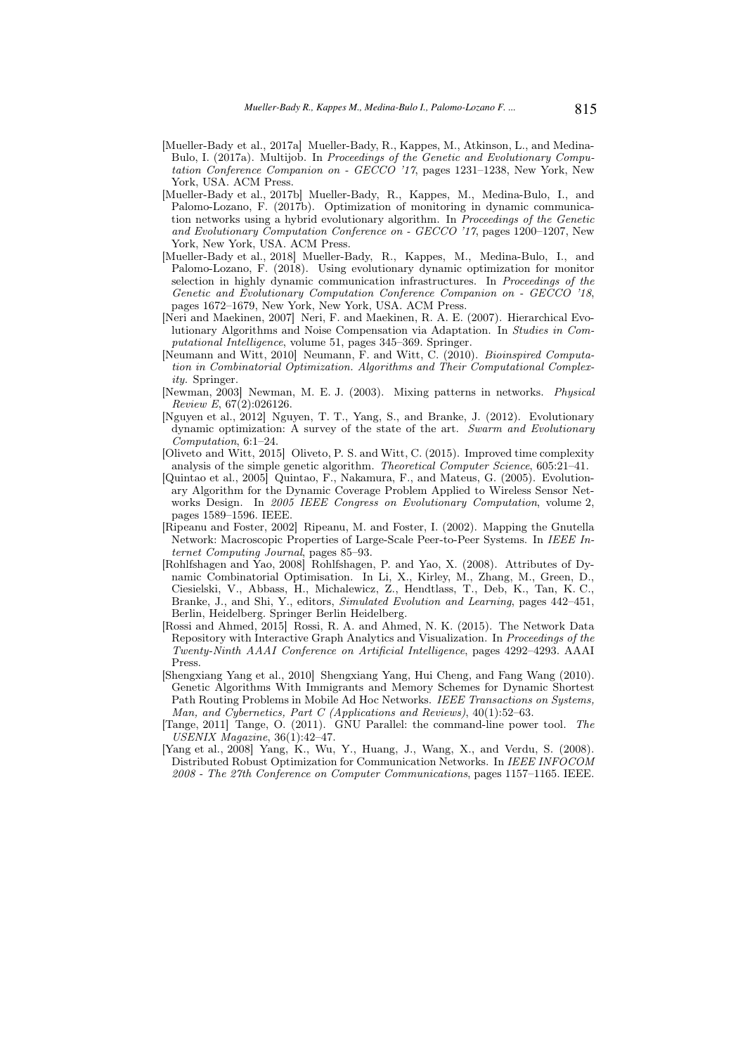[Mueller-Bady et al., 2017a] Mueller-Bady, R., Kappes, M., Atkinson, L., and Medina-Bulo, I. (2017a). Multijob. In *Proceedings of the Genetic and Evolutionary Computation Conference Companion on - GECCO '17*, pages 1231–1238, New York, New York, USA. ACM Press.

[Mueller-Bady et al., 2017b] Mueller-Bady, R., Kappes, M., Medina-Bulo, I., and Palomo-Lozano, F. (2017b). Optimization of monitoring in dynamic communication networks using a hybrid evolutionary algorithm. In *Proceedings of the Genetic and Evolutionary Computation Conference on - GECCO '17*, pages 1200–1207, New York, New York, USA. ACM Press.

[Mueller-Bady et al., 2018] Mueller-Bady, R., Kappes, M., Medina-Bulo, I., and Palomo-Lozano, F. (2018). Using evolutionary dynamic optimization for monitor selection in highly dynamic communication infrastructures. In *Proceedings of the Genetic and Evolutionary Computation Conference Companion on - GECCO '18*, pages 1672–1679, New York, New York, USA. ACM Press.

[Neri and Maekinen, 2007] Neri, F. and Maekinen, R. A. E. (2007). Hierarchical Evolutionary Algorithms and Noise Compensation via Adaptation. In *Studies in Computational Intelligence*, volume 51, pages 345–369. Springer.

[Neumann and Witt, 2010] Neumann, F. and Witt, C. (2010). *Bioinspired Computation in Combinatorial Optimization. Algorithms and Their Computational Complexity*. Springer.

[Newman, 2003] Newman, M. E. J. (2003). Mixing patterns in networks. *Physical Review E*, 67(2):026126.

[Nguyen et al., 2012] Nguyen, T. T., Yang, S., and Branke, J. (2012). Evolutionary dynamic optimization: A survey of the state of the art. *Swarm and Evolutionary Computation*, 6:1–24.

[Oliveto and Witt, 2015] Oliveto, P. S. and Witt, C. (2015). Improved time complexity analysis of the simple genetic algorithm. *Theoretical Computer Science*, 605:21–41.

[Quintao et al., 2005] Quintao, F., Nakamura, F., and Mateus, G. (2005). Evolutionary Algorithm for the Dynamic Coverage Problem Applied to Wireless Sensor Networks Design. In *2005 IEEE Congress on Evolutionary Computation*, volume 2, pages 1589–1596. IEEE.

[Ripeanu and Foster, 2002] Ripeanu, M. and Foster, I. (2002). Mapping the Gnutella Network: Macroscopic Properties of Large-Scale Peer-to-Peer Systems. In *IEEE Internet Computing Journal*, pages 85–93.

[Rohlfshagen and Yao, 2008] Rohlfshagen, P. and Yao, X. (2008). Attributes of Dynamic Combinatorial Optimisation. In Li, X., Kirley, M., Zhang, M., Green, D., Ciesielski, V., Abbass, H., Michalewicz, Z., Hendtlass, T., Deb, K., Tan, K. C., Branke, J., and Shi, Y., editors, *Simulated Evolution and Learning*, pages 442–451, Berlin, Heidelberg. Springer Berlin Heidelberg.

[Rossi and Ahmed, 2015] Rossi, R. A. and Ahmed, N. K. (2015). The Network Data Repository with Interactive Graph Analytics and Visualization. In *Proceedings of the Twenty-Ninth AAAI Conference on Artificial Intelligence*, pages 4292–4293. AAAI Press.

[Shengxiang Yang et al., 2010] Shengxiang Yang, Hui Cheng, and Fang Wang (2010). Genetic Algorithms With Immigrants and Memory Schemes for Dynamic Shortest Path Routing Problems in Mobile Ad Hoc Networks. *IEEE Transactions on Systems, Man, and Cybernetics, Part C (Applications and Reviews)*, 40(1):52–63.

[Tange, 2011] Tange, O. (2011). GNU Parallel: the command-line power tool. *The USENIX Magazine*, 36(1):42–47.

[Yang et al., 2008] Yang, K., Wu, Y., Huang, J., Wang, X., and Verdu, S. (2008). Distributed Robust Optimization for Communication Networks. In *IEEE INFOCOM 2008 - The 27th Conference on Computer Communications*, pages 1157–1165. IEEE.